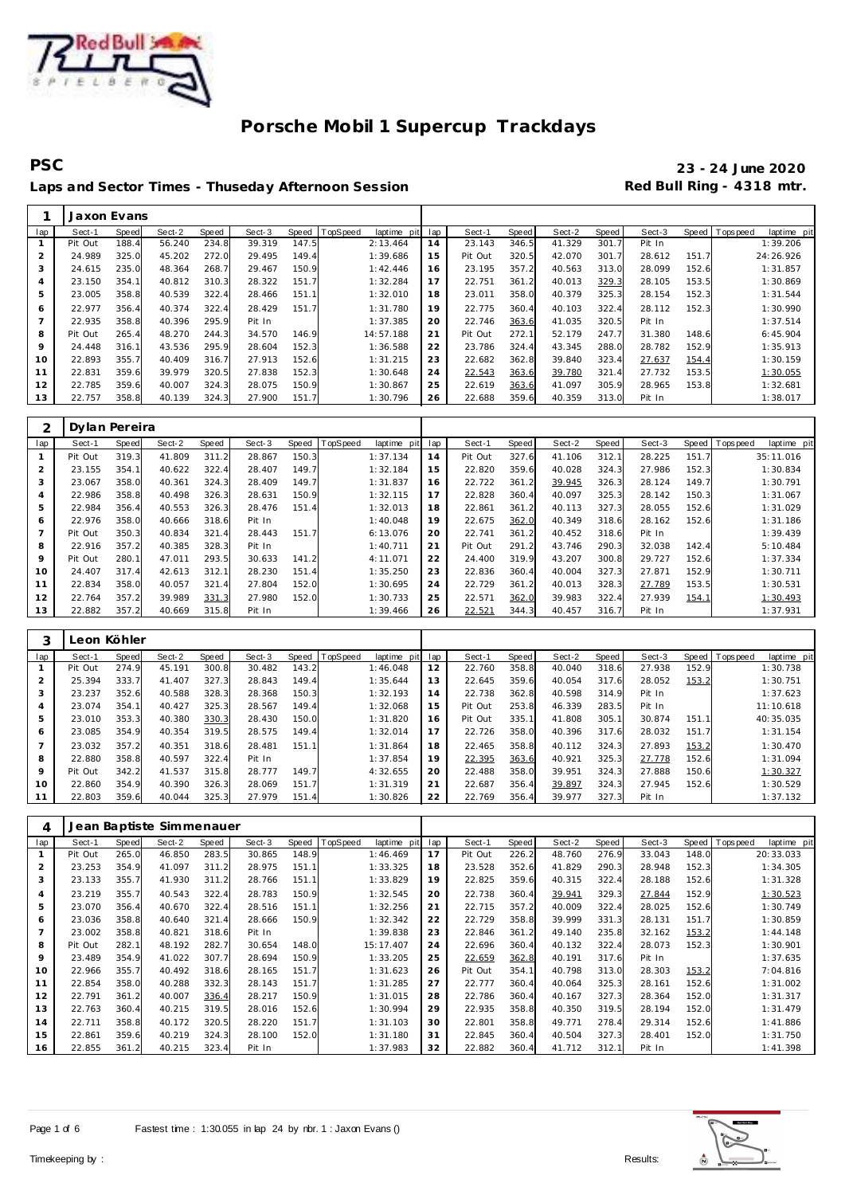# Porsche Mobil 1 Supercup Trackdays

**PSC**

**Laps and Sector Times - Thuseday Afternoon Session**

**23 - 24 June 2020**

**Red Bull Ring - 4318 mtr.**

| 1 | Jaxon Evans | | | | | | | | | | | | | | | | |
|---|---|---|---|---|---|---|---|---|---|---|---|---|---|---|---|---|---|
| lap | Sect-1 | Speed | Sect-2 | Speed | Sect-3 | Speed | TopSpeed | laptime pit | lap | Sect-1 | Speed | Sect-2 | Speed | Sect-3 | Speed | Topspeed | laptime pit |
| 1 | Pit Out | 188.4 | 56.240 | 234.8 | 39.319 | 147.5 | | 2:13.464 | 14 | 23.143 | 346.5 | 41.329 | 301.7 | Pit In | | | 1:39.206 |
| 2 | 24.989 | 325.0 | 45.202 | 272.0 | 29.495 | 149.4 | | 1:39.686 | 15 | Pit Out | 320.5 | 42.070 | 301.7 | 28.612 | 151.7 | | 24:26.926 |
| 3 | 24.615 | 235.0 | 48.364 | 268.7 | 29.467 | 150.9 | | 1:42.446 | 16 | 23.195 | 357.2 | 40.563 | 313.0 | 28.099 | 152.6 | | 1:31.857 |
| 4 | 23.150 | 354.1 | 40.812 | 310.3 | 28.322 | 151.7 | | 1:32.284 | 17 | 22.751 | 361.2 | 40.013 | 329.3 | 28.105 | 153.5 | | 1:30.869 |
| 5 | 23.005 | 358.8 | 40.539 | 322.4 | 28.466 | 151.1 | | 1:32.010 | 18 | 23.011 | 358.0 | 40.379 | 325.3 | 28.154 | 152.3 | | 1:31.544 |
| 6 | 22.977 | 356.4 | 40.374 | 322.4 | 28.429 | 151.7 | | 1:31.780 | 19 | 22.775 | 360.4 | 40.103 | 322.4 | 28.112 | 152.3 | | 1:30.990 |
| 7 | 22.935 | 358.8 | 40.396 | 295.9 | Pit In | | | 1:37.385 | 20 | 22.746 | 363.6 | 41.035 | 320.5 | Pit In | | | 1:37.514 |
| 8 | Pit Out | 265.4 | 48.270 | 244.3 | 34.570 | 146.9 | | 14:57.188 | 21 | Pit Out | 272.1 | 52.179 | 247.7 | 31.380 | 148.6 | | 6:45.904 |
| 9 | 24.448 | 316.1 | 43.536 | 295.9 | 28.604 | 152.3 | | 1:36.588 | 22 | 23.786 | 324.4 | 43.345 | 288.0 | 28.782 | 152.9 | | 1:35.913 |
| 10 | 22.893 | 355.7 | 40.409 | 316.7 | 27.913 | 152.6 | | 1:31.215 | 23 | 22.682 | 362.8 | 39.840 | 323.4 | 27.637 | 154.4 | | 1:30.159 |
| 11 | 22.831 | 359.6 | 39.979 | 320.5 | 27.838 | 152.3 | | 1:30.648 | 24 | 22.543 | 363.6 | 39.780 | 321.4 | 27.732 | 153.5 | | 1:30.055 |
| 12 | 22.785 | 359.6 | 40.007 | 324.3 | 28.075 | 150.9 | | 1:30.867 | 25 | 22.619 | 363.6 | 41.097 | 305.9 | 28.965 | 153.8 | | 1:32.681 |
| 13 | 22.757 | 358.8 | 40.139 | 324.3 | 27.900 | 151.7 | | 1:30.796 | 26 | 22.688 | 359.6 | 40.359 | 313.0 | Pit In | | | 1:38.017 |

| 2 | Dylan Pereira | | | | | | | | | | | | | | | | |
|---|---|---|---|---|---|---|---|---|---|---|---|---|---|---|---|---|---|
| lap | Sect-1 | Speed | Sect-2 | Speed | Sect-3 | Speed | TopSpeed | laptime pit | lap | Sect-1 | Speed | Sect-2 | Speed | Sect-3 | Speed | Topspeed | laptime pit |
| 1 | Pit Out | 319.3 | 41.809 | 311.2 | 28.867 | 150.3 | | 1:37.134 | 14 | Pit Out | 327.6 | 41.106 | 312.1 | 28.225 | 151.7 | | 35:11.016 |
| 2 | 23.155 | 354.1 | 40.622 | 322.4 | 28.407 | 149.7 | | 1:32.184 | 15 | 22.820 | 359.6 | 40.028 | 324.3 | 27.986 | 152.3 | | 1:30.834 |
| 3 | 23.067 | 358.0 | 40.361 | 324.3 | 28.409 | 149.7 | | 1:31.837 | 16 | 22.722 | 361.2 | 39.945 | 326.3 | 28.124 | 149.7 | | 1:30.791 |
| 4 | 22.986 | 358.8 | 40.498 | 326.3 | 28.631 | 150.9 | | 1:32.115 | 17 | 22.828 | 360.4 | 40.097 | 325.3 | 28.142 | 150.3 | | 1:31.067 |
| 5 | 22.984 | 356.4 | 40.553 | 326.3 | 28.476 | 151.4 | | 1:32.013 | 18 | 22.861 | 361.2 | 40.113 | 327.3 | 28.055 | 152.6 | | 1:31.029 |
| 6 | 22.976 | 358.0 | 40.666 | 318.6 | Pit In | | | 1:40.048 | 19 | 22.675 | 362.0 | 40.349 | 318.6 | 28.162 | 152.6 | | 1:31.186 |
| 7 | Pit Out | 350.3 | 40.834 | 321.4 | 28.443 | 151.7 | | 6:13.076 | 20 | 22.741 | 361.2 | 40.452 | 318.6 | Pit In | | | 1:39.439 |
| 8 | 22.916 | 357.2 | 40.385 | 328.3 | Pit In | | | 1:40.711 | 21 | Pit Out | 291.2 | 43.746 | 290.3 | 32.038 | 142.4 | | 5:10.484 |
| 9 | Pit Out | 280.1 | 47.011 | 293.5 | 30.633 | 141.2 | | 4:11.071 | 22 | 24.400 | 319.9 | 43.207 | 300.8 | 29.727 | 152.6 | | 1:37.334 |
| 10 | 24.407 | 317.4 | 42.613 | 312.1 | 28.230 | 151.4 | | 1:35.250 | 23 | 22.836 | 360.4 | 40.004 | 327.3 | 27.871 | 152.9 | | 1:30.711 |
| 11 | 22.834 | 358.0 | 40.057 | 321.4 | 27.804 | 152.0 | | 1:30.695 | 24 | 22.729 | 361.2 | 40.013 | 328.3 | 27.789 | 153.5 | | 1:30.531 |
| 12 | 22.764 | 357.2 | 39.989 | 331.3 | 27.980 | 152.0 | | 1:30.733 | 25 | 22.571 | 362.0 | 39.983 | 322.4 | 27.939 | 154.1 | | 1:30.493 |
| 13 | 22.882 | 357.2 | 40.669 | 315.8 | Pit In | | | 1:39.466 | 26 | 22.521 | 344.3 | 40.457 | 316.7 | Pit In | | | 1:37.931 |

| 3 | Leon Köhler | | | | | | | | | | | | | | | | |
|---|---|---|---|---|---|---|---|---|---|---|---|---|---|---|---|---|---|
| lap | Sect-1 | Speed | Sect-2 | Speed | Sect-3 | Speed | TopSpeed | laptime pit | lap | Sect-1 | Speed | Sect-2 | Speed | Sect-3 | Speed | Topspeed | laptime pit |
| 1 | Pit Out | 274.9 | 45.191 | 300.8 | 30.482 | 143.2 | | 1:46.048 | 12 | 22.760 | 358.8 | 40.040 | 318.6 | 27.938 | 152.9 | | 1:30.738 |
| 2 | 25.394 | 333.7 | 41.407 | 327.3 | 28.843 | 149.4 | | 1:35.644 | 13 | 22.645 | 359.6 | 40.054 | 317.6 | 28.052 | 153.2 | | 1:30.751 |
| 3 | 23.237 | 352.6 | 40.588 | 328.3 | 28.368 | 150.3 | | 1:32.193 | 14 | 22.738 | 362.8 | 40.598 | 314.9 | Pit In | | | 1:37.623 |
| 4 | 23.074 | 354.1 | 40.427 | 325.3 | 28.567 | 149.4 | | 1:32.068 | 15 | Pit Out | 253.8 | 46.339 | 283.5 | Pit In | | | 11:10.618 |
| 5 | 23.010 | 353.3 | 40.380 | 330.3 | 28.430 | 150.0 | | 1:31.820 | 16 | Pit Out | 335.1 | 41.808 | 305.1 | 30.874 | 151.1 | | 40:35.035 |
| 6 | 23.085 | 354.9 | 40.354 | 319.5 | 28.575 | 149.4 | | 1:32.014 | 17 | 22.726 | 358.0 | 40.396 | 317.6 | 28.032 | 151.7 | | 1:31.154 |
| 7 | 23.032 | 357.2 | 40.351 | 318.6 | 28.481 | 151.1 | | 1:31.864 | 18 | 22.465 | 358.8 | 40.112 | 324.3 | 27.893 | 153.2 | | 1:30.470 |
| 8 | 22.880 | 358.8 | 40.597 | 322.4 | Pit In | | | 1:37.854 | 19 | 22.395 | 363.6 | 40.921 | 325.3 | 27.778 | 152.6 | | 1:31.094 |
| 9 | Pit Out | 342.2 | 41.537 | 315.8 | 28.777 | 149.7 | | 4:32.655 | 20 | 22.488 | 358.0 | 39.951 | 324.3 | 27.888 | 150.6 | | 1:30.327 |
| 10 | 22.860 | 354.9 | 40.390 | 326.3 | 28.069 | 151.7 | | 1:31.319 | 21 | 22.687 | 356.4 | 39.897 | 324.3 | 27.945 | 152.6 | | 1:30.529 |
| 11 | 22.803 | 359.6 | 40.044 | 325.3 | 27.979 | 151.4 | | 1:30.826 | 22 | 22.769 | 356.4 | 39.977 | 327.3 | Pit In | | | 1:37.132 |

| 4 | Jean Baptiste Simmenauer | | | | | | | | | | | | | | | | |
|---|---|---|---|---|---|---|---|---|---|---|---|---|---|---|---|---|---|
| lap | Sect-1 | Speed | Sect-2 | Speed | Sect-3 | Speed | TopSpeed | laptime pit | lap | Sect-1 | Speed | Sect-2 | Speed | Sect-3 | Speed | Topspeed | laptime pit |
| 1 | Pit Out | 265.0 | 46.850 | 283.5 | 30.865 | 148.9 | | 1:46.469 | 17 | Pit Out | 226.2 | 48.760 | 276.9 | 33.043 | 148.0 | | 20:33.033 |
| 2 | 23.253 | 354.9 | 41.097 | 311.2 | 28.975 | 151.1 | | 1:33.325 | 18 | 23.528 | 352.6 | 41.829 | 290.3 | 28.948 | 152.3 | | 1:34.305 |
| 3 | 23.133 | 355.7 | 41.930 | 311.2 | 28.766 | 151.1 | | 1:33.829 | 19 | 22.825 | 359.6 | 40.315 | 322.4 | 28.188 | 152.6 | | 1:31.328 |
| 4 | 23.219 | 355.7 | 40.543 | 322.4 | 28.783 | 150.9 | | 1:32.545 | 20 | 22.738 | 360.4 | 39.941 | 329.3 | 27.844 | 152.9 | | 1:30.523 |
| 5 | 23.070 | 356.4 | 40.670 | 322.4 | 28.516 | 151.1 | | 1:32.256 | 21 | 22.715 | 357.2 | 40.009 | 322.4 | 28.025 | 152.6 | | 1:30.749 |
| 6 | 23.036 | 358.8 | 40.640 | 321.4 | 28.666 | 150.9 | | 1:32.342 | 22 | 22.729 | 358.8 | 39.999 | 331.3 | 28.131 | 151.7 | | 1:30.859 |
| 7 | 23.002 | 358.8 | 40.821 | 318.6 | Pit In | | | 1:39.838 | 23 | 22.846 | 361.2 | 49.140 | 235.8 | 32.162 | 153.2 | | 1:44.148 |
| 8 | Pit Out | 282.1 | 48.192 | 282.7 | 30.654 | 148.0 | | 15:17.407 | 24 | 22.696 | 360.4 | 40.132 | 322.4 | 28.073 | 152.3 | | 1:30.901 |
| 9 | 23.489 | 354.9 | 41.022 | 307.7 | 28.694 | 150.9 | | 1:33.205 | 25 | 22.659 | 362.8 | 40.191 | 317.6 | Pit In | | | 1:37.635 |
| 10 | 22.966 | 355.7 | 40.492 | 318.6 | 28.165 | 151.7 | | 1:31.623 | 26 | Pit Out | 354.1 | 40.798 | 313.0 | 28.303 | 153.2 | | 7:04.816 |
| 11 | 22.854 | 358.0 | 40.288 | 332.3 | 28.143 | 151.7 | | 1:31.285 | 27 | 22.777 | 360.4 | 40.064 | 325.3 | 28.161 | 152.6 | | 1:31.002 |
| 12 | 22.791 | 361.2 | 40.007 | 336.4 | 28.217 | 150.9 | | 1:31.015 | 28 | 22.786 | 360.4 | 40.167 | 327.3 | 28.364 | 152.0 | | 1:31.317 |
| 13 | 22.763 | 360.4 | 40.215 | 319.5 | 28.016 | 152.6 | | 1:30.994 | 29 | 22.935 | 358.8 | 40.350 | 319.5 | 28.194 | 152.0 | | 1:31.479 |
| 14 | 22.711 | 358.8 | 40.172 | 320.5 | 28.220 | 151.7 | | 1:31.103 | 30 | 22.801 | 358.8 | 49.771 | 278.4 | 29.314 | 152.6 | | 1:41.886 |
| 15 | 22.861 | 359.6 | 40.219 | 324.3 | 28.100 | 152.0 | | 1:31.180 | 31 | 22.845 | 360.4 | 40.504 | 327.3 | 28.401 | 152.0 | | 1:31.750 |
| 16 | 22.855 | 361.2 | 40.215 | 323.4 | Pit In | | | 1:37.983 | 32 | 22.882 | 360.4 | 41.712 | 312.1 | Pit In | | | 1:41.398 |

Fastest time : 1:30.055 in lap 24 by nbr. 1 : Jaxon Evans ()

Timekeeping by : Results: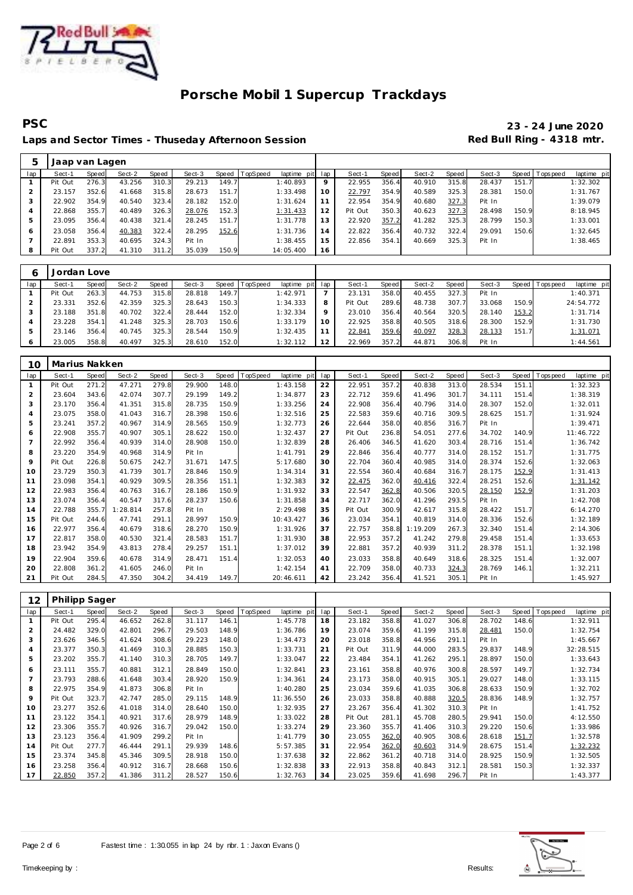# Porsche Mobil 1 Supercup Trackdays

**PSC** — **23 - 24 June 2020**

**Laps and Sector Times - Thuseday Afternoon Session** — **Red Bull Ring - 4318 mtr.**

| 5 | Jaap van Lagen | | | | | | | | lap | Sect-1 | Speed | Sect-2 | Speed | Sect-3 | Speed | Topspeed | laptime pit |
|---|---|---|---|---|---|---|---|---|---|---|---|---|---|---|---|---|---|
| lap | Sect-1 | Speed | Sect-2 | Speed | Sect-3 | Speed | TopSpeed | laptime pit | | | | | | | | | |
| 1 | Pit Out | 276.3 | 43.256 | 310.3 | 29.213 | 149.7 | | 1:40.893 | 9 | 22.955 | 356.4 | 40.910 | 315.8 | 28.437 | 151.7 | | 1:32.302 |
| 2 | 23.157 | 352.6 | 41.668 | 315.8 | 28.673 | 151.7 | | 1:33.498 | 10 | 22.797 | 354.9 | 40.589 | 325.3 | 28.381 | 150.0 | | 1:31.767 |
| 3 | 22.902 | 354.9 | 40.540 | 323.4 | 28.182 | 152.0 | | 1:31.624 | 11 | 22.954 | 354.9 | 40.680 | 327.3 | Pit In | | | 1:39.079 |
| 4 | 22.868 | 355.7 | 40.489 | 326.3 | 28.076 | 152.3 | | 1:31.433 | 12 | Pit Out | 350.3 | 40.623 | 327.3 | 28.498 | 150.9 | | 8:18.945 |
| 5 | 23.095 | 356.4 | 40.438 | 321.4 | 28.245 | 151.7 | | 1:31.778 | 13 | 22.920 | 357.2 | 41.282 | 325.3 | 28.799 | 150.3 | | 1:33.001 |
| 6 | 23.058 | 356.4 | 40.383 | 322.4 | 28.295 | 152.6 | | 1:31.736 | 14 | 22.822 | 356.4 | 40.732 | 322.4 | 29.091 | 150.6 | | 1:32.645 |
| 7 | 22.891 | 353.3 | 40.695 | 324.3 | Pit In | | | 1:38.455 | 15 | 22.856 | 354.1 | 40.669 | 325.3 | Pit In | | | 1:38.465 |
| 8 | Pit Out | 337.2 | 41.310 | 311.2 | 35.039 | 150.9 | | 14:05.400 | 16 | | | | | | | | |

| 6 | Jordan Love | | | | | | | | lap | Sect-1 | Speed | Sect-2 | Speed | Sect-3 | Speed | Topspeed | laptime pit |
|---|---|---|---|---|---|---|---|---|---|---|---|---|---|---|---|---|---|
| lap | Sect-1 | Speed | Sect-2 | Speed | Sect-3 | Speed | TopSpeed | laptime pit | | | | | | | | | |
| 1 | Pit Out | 263.3 | 44.753 | 315.8 | 28.818 | 149.7 | | 1:42.971 | 7 | 23.131 | 358.0 | 40.455 | 327.3 | Pit In | | | 1:40.371 |
| 2 | 23.331 | 352.6 | 42.359 | 325.3 | 28.643 | 150.3 | | 1:34.333 | 8 | Pit Out | 289.6 | 48.738 | 307.7 | 33.068 | 150.9 | | 24:54.772 |
| 3 | 23.188 | 351.8 | 40.702 | 322.4 | 28.444 | 152.0 | | 1:32.334 | 9 | 23.010 | 356.4 | 40.564 | 320.5 | 28.140 | 153.2 | | 1:31.714 |
| 4 | 23.228 | 354.1 | 41.248 | 325.3 | 28.703 | 150.6 | | 1:33.179 | 10 | 22.925 | 358.8 | 40.505 | 318.6 | 28.300 | 152.9 | | 1:31.730 |
| 5 | 23.146 | 356.4 | 40.745 | 325.3 | 28.544 | 150.9 | | 1:32.435 | 11 | 22.841 | 359.6 | 40.097 | 328.3 | 28.133 | 151.7 | | 1:31.071 |
| 6 | 23.005 | 358.8 | 40.497 | 325.3 | 28.610 | 152.0 | | 1:32.112 | 12 | 22.969 | 357.2 | 44.871 | 306.8 | Pit In | | | 1:44.561 |

| 10 | Marius Nakken | | | | | | | | lap | Sect-1 | Speed | Sect-2 | Speed | Sect-3 | Speed | Topspeed | laptime pit |
|---|---|---|---|---|---|---|---|---|---|---|---|---|---|---|---|---|---|
| lap | Sect-1 | Speed | Sect-2 | Speed | Sect-3 | Speed | TopSpeed | laptime pit | | | | | | | | | |
| 1 | Pit Out | 271.2 | 47.271 | 279.8 | 29.900 | 148.0 | | 1:43.158 | 22 | 22.951 | 357.2 | 40.838 | 313.0 | 28.534 | 151.1 | | 1:32.323 |
| 2 | 23.604 | 343.6 | 42.074 | 307.7 | 29.199 | 149.2 | | 1:34.877 | 23 | 22.712 | 359.6 | 41.496 | 301.7 | 34.111 | 151.4 | | 1:38.319 |
| 3 | 23.170 | 356.4 | 41.351 | 315.8 | 28.735 | 150.9 | | 1:33.256 | 24 | 22.908 | 356.4 | 40.796 | 314.0 | 28.307 | 152.0 | | 1:32.011 |
| 4 | 23.075 | 358.0 | 41.043 | 316.7 | 28.398 | 150.6 | | 1:32.516 | 25 | 22.583 | 359.6 | 40.716 | 309.5 | 28.625 | 151.7 | | 1:31.924 |
| 5 | 23.241 | 357.2 | 40.967 | 314.9 | 28.565 | 150.9 | | 1:32.773 | 26 | 22.644 | 358.0 | 40.856 | 316.7 | Pit In | | | 1:39.471 |
| 6 | 22.908 | 355.7 | 40.907 | 305.1 | 28.622 | 150.0 | | 1:32.437 | 27 | Pit Out | 236.8 | 54.051 | 277.6 | 34.702 | 140.9 | | 11:46.722 |
| 7 | 22.992 | 356.4 | 40.939 | 314.0 | 28.908 | 150.0 | | 1:32.839 | 28 | 26.406 | 346.5 | 41.620 | 303.4 | 28.716 | 151.4 | | 1:36.742 |
| 8 | 23.220 | 354.9 | 40.968 | 314.9 | Pit In | | | 1:41.791 | 29 | 22.846 | 356.4 | 40.777 | 314.0 | 28.152 | 151.7 | | 1:31.775 |
| 9 | Pit Out | 226.8 | 50.675 | 242.7 | 31.671 | 147.5 | | 5:17.680 | 30 | 22.704 | 360.4 | 40.985 | 314.0 | 28.374 | 152.6 | | 1:32.063 |
| 10 | 23.729 | 350.3 | 41.739 | 301.7 | 28.846 | 150.9 | | 1:34.314 | 31 | 22.554 | 360.4 | 40.684 | 316.7 | 28.175 | 152.9 | | 1:31.413 |
| 11 | 23.098 | 354.1 | 40.929 | 309.5 | 28.356 | 151.1 | | 1:32.383 | 32 | 22.475 | 362.0 | 40.416 | 322.4 | 28.251 | 152.6 | | 1:31.142 |
| 12 | 22.983 | 356.4 | 40.763 | 316.7 | 28.186 | 150.9 | | 1:31.932 | 33 | 22.547 | 362.8 | 40.506 | 320.5 | 28.150 | 152.9 | | 1:31.203 |
| 13 | 23.074 | 356.4 | 40.547 | 317.6 | 28.237 | 150.6 | | 1:31.858 | 34 | 22.717 | 362.0 | 41.296 | 293.5 | Pit In | | | 1:42.708 |
| 14 | 22.788 | 355.7 | 1:28.814 | 257.8 | Pit In | | | 2:29.498 | 35 | Pit Out | 300.9 | 42.617 | 315.8 | 28.422 | 151.7 | | 6:14.270 |
| 15 | Pit Out | 244.6 | 47.741 | 291.1 | 28.997 | 150.9 | | 10:43.427 | 36 | 23.034 | 354.1 | 40.819 | 314.0 | 28.336 | 152.6 | | 1:32.189 |
| 16 | 22.977 | 356.4 | 40.679 | 318.6 | 28.270 | 150.9 | | 1:31.926 | 37 | 22.757 | 358.8 | 1:19.209 | 267.3 | 32.340 | 151.4 | | 2:14.306 |
| 17 | 22.817 | 358.0 | 40.530 | 321.4 | 28.583 | 151.7 | | 1:31.930 | 38 | 22.953 | 357.2 | 41.242 | 279.8 | 29.458 | 151.4 | | 1:33.653 |
| 18 | 23.942 | 354.9 | 43.813 | 278.4 | 29.257 | 151.1 | | 1:37.012 | 39 | 22.881 | 357.2 | 40.939 | 311.2 | 28.378 | 151.1 | | 1:32.198 |
| 19 | 22.904 | 359.6 | 40.678 | 314.9 | 28.471 | 151.4 | | 1:32.053 | 40 | 23.033 | 358.8 | 40.649 | 318.6 | 28.325 | 151.4 | | 1:32.007 |
| 20 | 22.808 | 361.2 | 41.605 | 246.0 | Pit In | | | 1:42.154 | 41 | 22.709 | 358.0 | 40.733 | 324.3 | 28.769 | 146.1 | | 1:32.211 |
| 21 | Pit Out | 284.5 | 47.350 | 304.2 | 34.419 | 149.7 | | 20:46.611 | 42 | 23.242 | 356.4 | 41.521 | 305.1 | Pit In | | | 1:45.927 |

| 12 | Philipp Sager | | | | | | | | lap | Sect-1 | Speed | Sect-2 | Speed | Sect-3 | Speed | Topspeed | laptime pit |
|---|---|---|---|---|---|---|---|---|---|---|---|---|---|---|---|---|---|
| lap | Sect-1 | Speed | Sect-2 | Speed | Sect-3 | Speed | TopSpeed | laptime pit | | | | | | | | | |
| 1 | Pit Out | 295.4 | 46.652 | 262.8 | 31.117 | 146.1 | | 1:45.778 | 18 | 23.182 | 358.8 | 41.027 | 306.8 | 28.702 | 148.6 | | 1:32.911 |
| 2 | 24.482 | 329.0 | 42.801 | 296.7 | 29.503 | 148.9 | | 1:36.786 | 19 | 23.074 | 359.6 | 41.199 | 315.8 | 28.481 | 150.0 | | 1:32.754 |
| 3 | 23.626 | 346.5 | 41.624 | 308.6 | 29.223 | 148.0 | | 1:34.473 | 20 | 23.018 | 358.8 | 44.956 | 291.1 | Pit In | | | 1:45.667 |
| 4 | 23.377 | 350.3 | 41.469 | 310.3 | 28.885 | 150.3 | | 1:33.731 | 21 | Pit Out | 311.9 | 44.000 | 283.5 | 29.837 | 148.9 | | 32:28.515 |
| 5 | 23.202 | 355.7 | 41.140 | 310.3 | 28.705 | 149.7 | | 1:33.047 | 22 | 23.484 | 354.1 | 41.262 | 295.1 | 28.897 | 150.0 | | 1:33.643 |
| 6 | 23.111 | 355.7 | 40.881 | 312.1 | 28.849 | 150.0 | | 1:32.841 | 23 | 23.161 | 358.8 | 40.976 | 300.8 | 28.597 | 149.7 | | 1:32.734 |
| 7 | 23.793 | 288.6 | 41.648 | 303.4 | 28.920 | 150.9 | | 1:34.361 | 24 | 23.173 | 358.0 | 40.915 | 305.1 | 29.027 | 148.0 | | 1:33.115 |
| 8 | 22.975 | 354.9 | 41.873 | 306.8 | Pit In | | | 1:40.280 | 25 | 23.034 | 359.6 | 41.035 | 306.8 | 28.633 | 150.9 | | 1:32.702 |
| 9 | Pit Out | 323.7 | 42.747 | 285.0 | 29.115 | 148.9 | | 11:36.550 | 26 | 23.033 | 358.8 | 40.888 | 320.5 | 28.836 | 148.9 | | 1:32.757 |
| 10 | 23.277 | 352.6 | 41.018 | 314.0 | 28.640 | 150.0 | | 1:32.935 | 27 | 23.267 | 356.4 | 41.302 | 310.3 | Pit In | | | 1:41.752 |
| 11 | 23.122 | 354.1 | 40.921 | 317.6 | 28.979 | 148.9 | | 1:33.022 | 28 | Pit Out | 281.1 | 45.708 | 280.5 | 29.941 | 150.0 | | 4:12.550 |
| 12 | 23.306 | 355.7 | 40.926 | 316.7 | 29.042 | 150.0 | | 1:33.274 | 29 | 23.360 | 355.7 | 41.406 | 310.3 | 29.220 | 150.6 | | 1:33.986 |
| 13 | 23.123 | 356.4 | 41.909 | 299.2 | Pit In | | | 1:41.779 | 30 | 23.055 | 362.0 | 40.905 | 308.6 | 28.618 | 151.7 | | 1:32.578 |
| 14 | Pit Out | 277.7 | 46.444 | 291.1 | 29.939 | 148.6 | | 5:57.385 | 31 | 22.954 | 362.0 | 40.603 | 314.9 | 28.675 | 151.4 | | 1:32.232 |
| 15 | 23.374 | 345.8 | 45.346 | 309.5 | 28.918 | 150.0 | | 1:37.638 | 32 | 22.862 | 361.2 | 40.718 | 314.0 | 28.925 | 150.9 | | 1:32.505 |
| 16 | 23.258 | 356.4 | 40.912 | 316.7 | 28.668 | 150.6 | | 1:32.838 | 33 | 22.913 | 358.8 | 40.843 | 312.1 | 28.581 | 150.3 | | 1:32.337 |
| 17 | 22.850 | 357.2 | 41.386 | 311.2 | 28.527 | 150.6 | | 1:32.763 | 34 | 23.025 | 359.6 | 41.698 | 296.7 | Pit In | | | 1:43.377 |

Fastest time : 1:30.055 in lap 24 by nbr. 1 : Jaxon Evans ()

Timekeeping by : Results: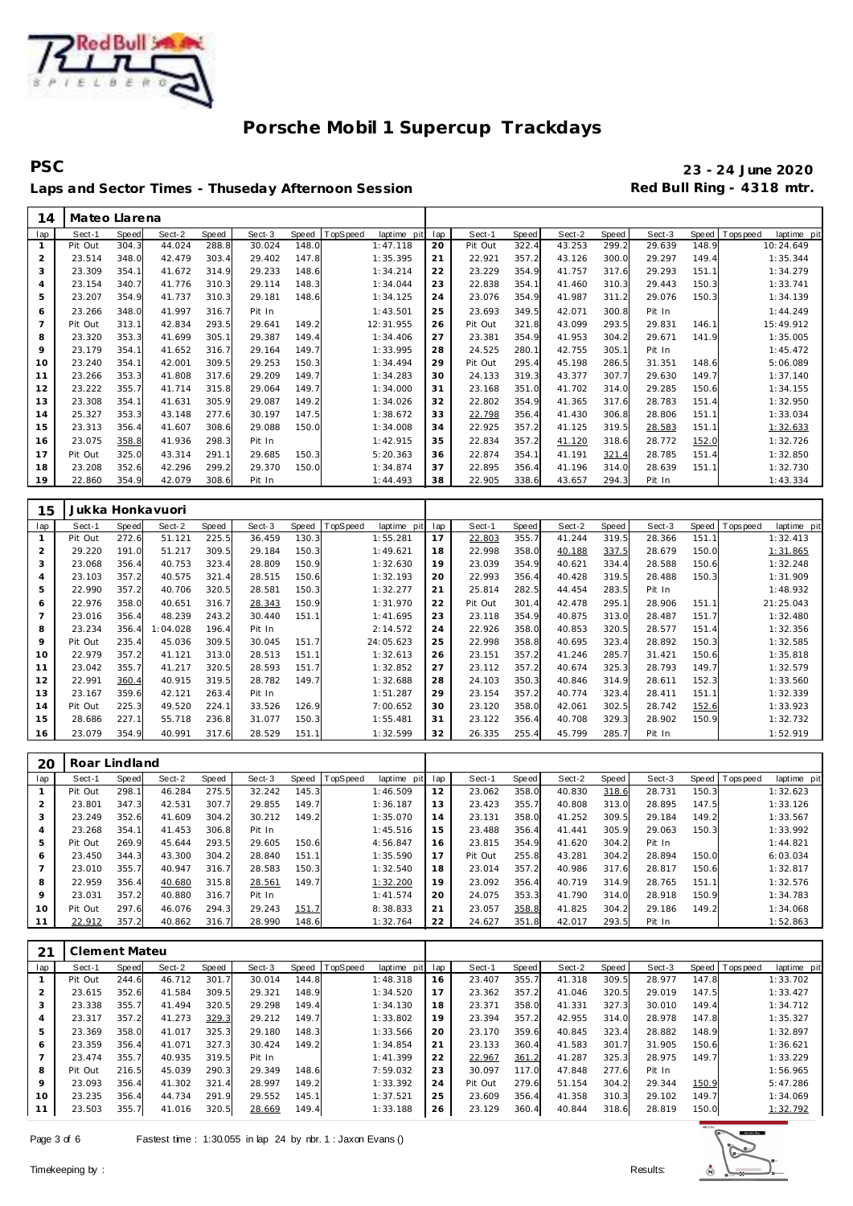# Porsche Mobil 1 Supercup Trackdays

**PSC** — **23 - 24 June 2020**

**Laps and Sector Times - Thuseday Afternoon Session** — **Red Bull Ring - 4318 mtr.**

| 14 | Mateo Llarena | | | | | | | | | | | | | | | | |
|---|---|---|---|---|---|---|---|---|---|---|---|---|---|---|---|---|---|
| lap | Sect-1 | Speed | Sect-2 | Speed | Sect-3 | Speed | TopSpeed | laptime pit | lap | Sect-1 | Speed | Sect-2 | Speed | Sect-3 | Speed | Topspeed | laptime pit |
| 1 | Pit Out | 304.3 | 44.024 | 288.8 | 30.024 | 148.0 | | 1:47.118 | 20 | Pit Out | 322.4 | 43.253 | 299.2 | 29.639 | 148.9 | | 10:24.649 |
| 2 | 23.514 | 348.0 | 42.479 | 303.4 | 29.402 | 147.8 | | 1:35.395 | 21 | 22.921 | 357.2 | 43.126 | 300.0 | 29.297 | 149.4 | | 1:35.344 |
| 3 | 23.309 | 354.1 | 41.672 | 314.9 | 29.233 | 148.6 | | 1:34.214 | 22 | 23.229 | 354.9 | 41.757 | 317.6 | 29.293 | 151.1 | | 1:34.279 |
| 4 | 23.154 | 340.7 | 41.776 | 310.3 | 29.114 | 148.3 | | 1:34.044 | 23 | 22.838 | 354.1 | 41.460 | 310.3 | 29.443 | 150.3 | | 1:33.741 |
| 5 | 23.207 | 354.9 | 41.737 | 310.3 | 29.181 | 148.6 | | 1:34.125 | 24 | 23.076 | 354.9 | 41.987 | 311.2 | 29.076 | 150.3 | | 1:34.139 |
| 6 | 23.266 | 348.0 | 41.997 | 316.7 | Pit In | | | 1:43.501 | 25 | 23.693 | 349.5 | 42.071 | 300.8 | Pit In | | | 1:44.249 |
| 7 | Pit Out | 313.1 | 42.834 | 293.5 | 29.641 | 149.2 | | 12:31.955 | 26 | Pit Out | 321.8 | 43.099 | 293.5 | 29.831 | 146.1 | | 15:49.912 |
| 8 | 23.320 | 353.3 | 41.699 | 305.1 | 29.387 | 149.4 | | 1:34.406 | 27 | 23.381 | 354.9 | 41.953 | 304.2 | 29.671 | 141.9 | | 1:35.005 |
| 9 | 23.179 | 354.1 | 41.652 | 316.7 | 29.164 | 149.7 | | 1:33.995 | 28 | 24.525 | 280.1 | 42.755 | 305.1 | Pit In | | | 1:45.472 |
| 10 | 23.240 | 354.1 | 42.001 | 309.5 | 29.253 | 150.3 | | 1:34.494 | 29 | Pit Out | 295.4 | 45.198 | 286.5 | 31.351 | 148.6 | | 5:06.089 |
| 11 | 23.266 | 353.3 | 41.808 | 317.6 | 29.209 | 149.7 | | 1:34.283 | 30 | 24.133 | 319.3 | 43.377 | 307.7 | 29.630 | 149.7 | | 1:37.140 |
| 12 | 23.222 | 355.7 | 41.714 | 315.8 | 29.064 | 149.7 | | 1:34.000 | 31 | 23.168 | 351.0 | 41.702 | 314.0 | 29.285 | 150.6 | | 1:34.155 |
| 13 | 23.308 | 354.1 | 41.631 | 305.9 | 29.087 | 149.2 | | 1:34.026 | 32 | 22.802 | 354.9 | 41.365 | 317.6 | 28.783 | 151.4 | | 1:32.950 |
| 14 | 25.327 | 353.3 | 43.148 | 277.6 | 30.197 | 147.5 | | 1:38.672 | 33 | 22.798 | 356.4 | 41.430 | 306.8 | 28.806 | 151.1 | | 1:33.034 |
| 15 | 23.313 | 356.4 | 41.607 | 308.6 | 29.088 | 150.0 | | 1:34.008 | 34 | 22.925 | 357.2 | 41.125 | 319.5 | 28.583 | 151.1 | | 1:32.633 |
| 16 | 23.075 | 358.8 | 41.936 | 298.3 | Pit In | | | 1:42.915 | 35 | 22.834 | 357.2 | 41.120 | 318.6 | 28.772 | 152.0 | | 1:32.726 |
| 17 | Pit Out | 325.0 | 43.314 | 291.1 | 29.685 | 150.3 | | 5:20.363 | 36 | 22.874 | 354.1 | 41.191 | 321.4 | 28.785 | 151.4 | | 1:32.850 |
| 18 | 23.208 | 352.6 | 42.296 | 299.2 | 29.370 | 150.0 | | 1:34.874 | 37 | 22.895 | 356.4 | 41.196 | 314.0 | 28.639 | 151.1 | | 1:32.730 |
| 19 | 22.860 | 354.9 | 42.079 | 308.6 | Pit In | | | 1:44.493 | 38 | 22.905 | 338.6 | 43.657 | 294.3 | Pit In | | | 1:43.334 |

| 15 | Jukka Honkavuori | | | | | | | | | | | | | | | | |
|---|---|---|---|---|---|---|---|---|---|---|---|---|---|---|---|---|---|
| lap | Sect-1 | Speed | Sect-2 | Speed | Sect-3 | Speed | TopSpeed | laptime pit | lap | Sect-1 | Speed | Sect-2 | Speed | Sect-3 | Speed | Topspeed | laptime pit |
| 1 | Pit Out | 272.6 | 51.121 | 225.5 | 36.459 | 130.3 | | 1:55.281 | 17 | 22.803 | 355.7 | 41.244 | 319.5 | 28.366 | 151.1 | | 1:32.413 |
| 2 | 29.220 | 191.0 | 51.217 | 309.5 | 29.184 | 150.3 | | 1:49.621 | 18 | 22.998 | 358.0 | 40.188 | 337.5 | 28.679 | 150.0 | | 1:31.865 |
| 3 | 23.068 | 356.4 | 40.753 | 323.4 | 28.809 | 150.9 | | 1:32.630 | 19 | 23.039 | 354.9 | 40.621 | 334.4 | 28.588 | 150.6 | | 1:32.248 |
| 4 | 23.103 | 357.2 | 40.575 | 321.4 | 28.515 | 150.6 | | 1:32.193 | 20 | 22.993 | 356.4 | 40.428 | 319.5 | 28.488 | 150.3 | | 1:31.909 |
| 5 | 22.990 | 357.2 | 40.706 | 320.5 | 28.581 | 150.3 | | 1:32.277 | 21 | 25.814 | 282.5 | 44.454 | 283.5 | Pit In | | | 1:48.932 |
| 6 | 22.976 | 358.0 | 40.651 | 316.7 | 28.343 | 150.9 | | 1:31.970 | 22 | Pit Out | 301.4 | 42.478 | 295.1 | 28.906 | 151.1 | | 21:25.043 |
| 7 | 23.016 | 356.4 | 48.239 | 243.2 | 30.440 | 151.1 | | 1:41.695 | 23 | 23.118 | 354.9 | 40.875 | 313.0 | 28.487 | 151.7 | | 1:32.480 |
| 8 | 23.234 | 356.4 | 1:04.028 | 196.4 | Pit In | | | 2:14.572 | 24 | 22.926 | 358.0 | 40.853 | 320.5 | 28.577 | 151.4 | | 1:32.356 |
| 9 | Pit Out | 235.4 | 45.036 | 309.5 | 30.045 | 151.7 | | 24:05.623 | 25 | 22.998 | 358.8 | 40.695 | 323.4 | 28.892 | 150.3 | | 1:32.585 |
| 10 | 22.979 | 357.2 | 41.121 | 313.0 | 28.513 | 151.1 | | 1:32.613 | 26 | 23.151 | 357.2 | 41.246 | 285.7 | 31.421 | 150.6 | | 1:35.818 |
| 11 | 23.042 | 355.7 | 41.217 | 320.5 | 28.593 | 151.7 | | 1:32.852 | 27 | 23.112 | 357.2 | 40.674 | 325.3 | 28.793 | 149.7 | | 1:32.579 |
| 12 | 22.991 | 360.4 | 40.915 | 319.5 | 28.782 | 149.7 | | 1:32.688 | 28 | 24.103 | 350.3 | 40.846 | 314.9 | 28.611 | 152.3 | | 1:33.560 |
| 13 | 23.167 | 359.6 | 42.121 | 263.4 | Pit In | | | 1:51.287 | 29 | 23.154 | 357.2 | 40.774 | 323.4 | 28.411 | 151.1 | | 1:32.339 |
| 14 | Pit Out | 225.3 | 49.520 | 224.1 | 33.526 | 126.9 | | 7:00.652 | 30 | 23.120 | 358.0 | 42.061 | 302.5 | 28.742 | 152.6 | | 1:33.923 |
| 15 | 28.686 | 227.1 | 55.718 | 236.8 | 31.077 | 150.3 | | 1:55.481 | 31 | 23.122 | 356.4 | 40.708 | 329.3 | 28.902 | 150.9 | | 1:32.732 |
| 16 | 23.079 | 354.9 | 40.991 | 317.6 | 28.529 | 151.1 | | 1:32.599 | 32 | 26.335 | 255.4 | 45.799 | 285.7 | Pit In | | | 1:52.919 |

| 20 | Roar Lindland | | | | | | | | | | | | | | | | |
|---|---|---|---|---|---|---|---|---|---|---|---|---|---|---|---|---|---|
| lap | Sect-1 | Speed | Sect-2 | Speed | Sect-3 | Speed | TopSpeed | laptime pit | lap | Sect-1 | Speed | Sect-2 | Speed | Sect-3 | Speed | Topspeed | laptime pit |
| 1 | Pit Out | 298.1 | 46.284 | 275.5 | 32.242 | 145.3 | | 1:46.509 | 12 | 23.062 | 358.0 | 40.830 | 318.6 | 28.731 | 150.3 | | 1:32.623 |
| 2 | 23.801 | 347.3 | 42.531 | 307.7 | 29.855 | 149.7 | | 1:36.187 | 13 | 23.423 | 355.7 | 40.808 | 313.0 | 28.895 | 147.5 | | 1:33.126 |
| 3 | 23.249 | 352.6 | 41.609 | 304.2 | 30.212 | 149.2 | | 1:35.070 | 14 | 23.131 | 358.0 | 41.252 | 309.5 | 29.184 | 149.2 | | 1:33.567 |
| 4 | 23.268 | 354.1 | 41.453 | 306.8 | Pit In | | | 1:45.516 | 15 | 23.488 | 356.4 | 41.441 | 305.9 | 29.063 | 150.3 | | 1:33.992 |
| 5 | Pit Out | 269.9 | 45.644 | 293.5 | 29.605 | 150.6 | | 4:56.847 | 16 | 23.815 | 354.9 | 41.620 | 304.2 | Pit In | | | 1:44.821 |
| 6 | 23.450 | 344.3 | 43.300 | 304.2 | 28.840 | 151.1 | | 1:35.590 | 17 | Pit Out | 255.8 | 43.281 | 304.2 | 28.894 | 150.0 | | 6:03.034 |
| 7 | 23.010 | 355.7 | 40.947 | 316.7 | 28.583 | 150.3 | | 1:32.540 | 18 | 23.014 | 357.2 | 40.986 | 317.6 | 28.817 | 150.6 | | 1:32.817 |
| 8 | 22.959 | 356.4 | 40.680 | 315.8 | 28.561 | 149.7 | | 1:32.200 | 19 | 23.092 | 356.4 | 40.719 | 314.9 | 28.765 | 151.1 | | 1:32.576 |
| 9 | 23.031 | 357.2 | 40.880 | 316.7 | Pit In | | | 1:41.574 | 20 | 24.075 | 353.3 | 41.790 | 314.0 | 28.918 | 150.9 | | 1:34.783 |
| 10 | Pit Out | 297.6 | 46.076 | 294.3 | 29.243 | 151.7 | | 8:38.833 | 21 | 23.057 | 358.8 | 41.825 | 304.2 | 29.186 | 149.2 | | 1:34.068 |
| 11 | 22.912 | 357.2 | 40.862 | 316.7 | 28.990 | 148.6 | | 1:32.764 | 22 | 24.627 | 351.8 | 42.017 | 293.5 | Pit In | | | 1:52.863 |

| 21 | Clement Mateu | | | | | | | | | | | | | | | | |
|---|---|---|---|---|---|---|---|---|---|---|---|---|---|---|---|---|---|
| lap | Sect-1 | Speed | Sect-2 | Speed | Sect-3 | Speed | TopSpeed | laptime pit | lap | Sect-1 | Speed | Sect-2 | Speed | Sect-3 | Speed | Topspeed | laptime pit |
| 1 | Pit Out | 244.6 | 46.712 | 301.7 | 30.014 | 144.8 | | 1:48.318 | 16 | 23.407 | 355.7 | 41.318 | 309.5 | 28.977 | 147.8 | | 1:33.702 |
| 2 | 23.615 | 352.6 | 41.584 | 309.5 | 29.321 | 148.9 | | 1:34.520 | 17 | 23.362 | 357.2 | 41.046 | 320.5 | 29.019 | 147.5 | | 1:33.427 |
| 3 | 23.338 | 355.7 | 41.494 | 320.5 | 29.298 | 149.4 | | 1:34.130 | 18 | 23.371 | 358.0 | 41.331 | 327.3 | 30.010 | 149.4 | | 1:34.712 |
| 4 | 23.317 | 357.2 | 41.273 | 329.3 | 29.212 | 149.7 | | 1:33.802 | 19 | 23.394 | 357.2 | 42.955 | 314.0 | 28.978 | 147.8 | | 1:35.327 |
| 5 | 23.369 | 358.0 | 41.017 | 325.3 | 29.180 | 148.3 | | 1:33.566 | 20 | 23.170 | 359.6 | 40.845 | 323.4 | 28.882 | 148.9 | | 1:32.897 |
| 6 | 23.359 | 356.4 | 41.071 | 327.3 | 30.424 | 149.2 | | 1:34.854 | 21 | 23.133 | 360.4 | 41.583 | 301.7 | 31.905 | 150.6 | | 1:36.621 |
| 7 | 23.474 | 355.7 | 40.935 | 319.5 | Pit In | | | 1:41.399 | 22 | 22.967 | 361.2 | 41.287 | 325.3 | 28.975 | 149.7 | | 1:33.229 |
| 8 | Pit Out | 216.5 | 45.039 | 290.3 | 29.349 | 148.6 | | 7:59.032 | 23 | 30.097 | 117.0 | 47.848 | 277.6 | Pit In | | | 1:56.965 |
| 9 | 23.093 | 356.4 | 41.302 | 321.4 | 28.997 | 149.2 | | 1:33.392 | 24 | Pit Out | 279.6 | 51.154 | 304.2 | 29.344 | 150.9 | | 5:47.286 |
| 10 | 23.235 | 356.4 | 44.734 | 291.9 | 29.552 | 145.1 | | 1:37.521 | 25 | 23.609 | 356.4 | 41.358 | 310.3 | 29.102 | 149.7 | | 1:34.069 |
| 11 | 23.503 | 355.7 | 41.016 | 320.5 | 28.669 | 149.4 | | 1:33.188 | 26 | 23.129 | 360.4 | 40.844 | 318.6 | 28.819 | 150.0 | | 1:32.792 |

Fastest time : 1:30.055 in lap 24 by nbr. 1 : Jaxon Evans ()

Timekeeping by : Results: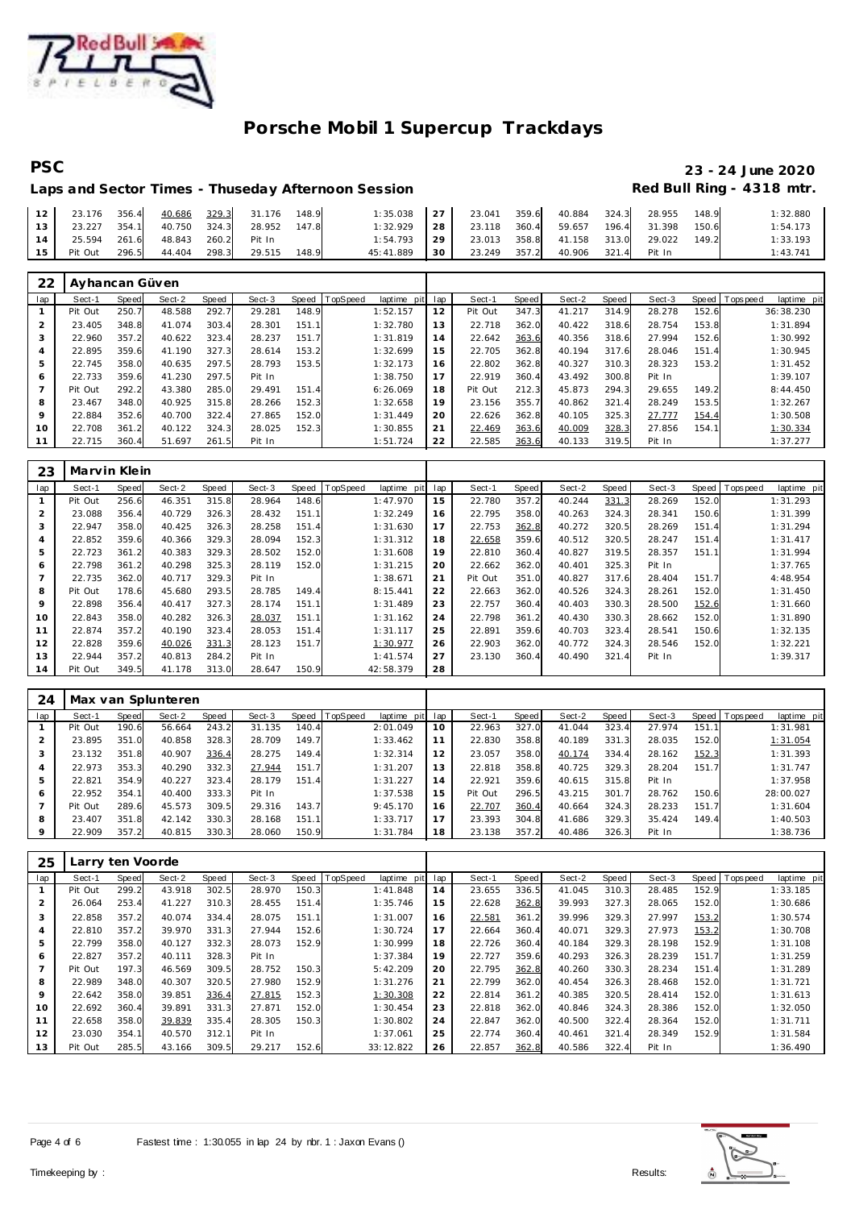# Porsche Mobil 1 Supercup Trackdays

**PSC** — **23 - 24 June 2020**

**Laps and Sector Times - Thuseday Afternoon Session** — **Red Bull Ring - 4318 mtr.**

| lap | Sect-1 | Speed | Sect-2 | Speed | Sect-3 | Speed | TopSpeed | laptime pit | lap | Sect-1 | Speed | Sect-2 | Speed | Sect-3 | Speed | Topspeed | laptime pit |
|---|---|---|---|---|---|---|---|---|---|---|---|---|---|---|---|---|---|
| 12 | 23.176 | 356.4 | 40.686 | 329.3 | 31.176 | 148.9 | | 1:35.038 | 27 | 23.041 | 359.6 | 40.884 | 324.3 | 28.955 | 148.9 | | 1:32.880 |
| 13 | 23.227 | 354.1 | 40.750 | 324.3 | 28.952 | 147.8 | | 1:32.929 | 28 | 23.118 | 360.4 | 59.657 | 196.4 | 31.398 | 150.6 | | 1:54.173 |
| 14 | 25.594 | 261.6 | 48.843 | 260.2 | Pit In | | | 1:54.793 | 29 | 23.013 | 358.8 | 41.158 | 313.0 | 29.022 | 149.2 | | 1:33.193 |
| 15 | Pit Out | 296.5 | 44.404 | 298.3 | 29.515 | 148.9 | | 45:41.889 | 30 | 23.249 | 357.2 | 40.906 | 321.4 | Pit In | | | 1:43.741 |

## 22 Ayhancan Güven

| lap | Sect-1 | Speed | Sect-2 | Speed | Sect-3 | Speed | TopSpeed | laptime pit | lap | Sect-1 | Speed | Sect-2 | Speed | Sect-3 | Speed | Topspeed | laptime pit |
|---|---|---|---|---|---|---|---|---|---|---|---|---|---|---|---|---|---|
| 1 | Pit Out | 250.7 | 48.588 | 292.7 | 29.281 | 148.9 | | 1:52.157 | 12 | Pit Out | 347.3 | 41.217 | 314.9 | 28.278 | 152.6 | | 36:38.230 |
| 2 | 23.405 | 348.8 | 41.074 | 303.4 | 28.301 | 151.1 | | 1:32.780 | 13 | 22.718 | 362.0 | 40.422 | 318.6 | 28.754 | 153.8 | | 1:31.894 |
| 3 | 22.960 | 357.2 | 40.622 | 323.4 | 28.237 | 151.7 | | 1:31.819 | 14 | 22.642 | 363.6 | 40.356 | 318.6 | 27.994 | 152.6 | | 1:30.992 |
| 4 | 22.895 | 359.6 | 41.190 | 327.3 | 28.614 | 153.2 | | 1:32.699 | 15 | 22.705 | 362.8 | 40.194 | 317.6 | 28.046 | 151.4 | | 1:30.945 |
| 5 | 22.745 | 358.0 | 40.635 | 297.5 | 28.793 | 153.5 | | 1:32.173 | 16 | 22.802 | 362.8 | 40.327 | 310.3 | 28.323 | 153.2 | | 1:31.452 |
| 6 | 22.733 | 359.6 | 41.230 | 297.5 | Pit In | | | 1:38.750 | 17 | 22.919 | 360.4 | 43.492 | 300.8 | Pit In | | | 1:39.107 |
| 7 | Pit Out | 292.2 | 43.380 | 285.0 | 29.491 | 151.4 | | 6:26.069 | 18 | Pit Out | 212.3 | 45.873 | 294.3 | 29.655 | 149.2 | | 8:44.450 |
| 8 | 23.467 | 348.0 | 40.925 | 315.8 | 28.266 | 152.3 | | 1:32.658 | 19 | 23.156 | 355.7 | 40.862 | 321.4 | 28.249 | 153.5 | | 1:32.267 |
| 9 | 22.884 | 352.6 | 40.700 | 322.4 | 27.865 | 152.0 | | 1:31.449 | 20 | 22.626 | 362.8 | 40.105 | 325.3 | 27.777 | 154.4 | | 1:30.508 |
| 10 | 22.708 | 361.2 | 40.122 | 324.3 | 28.025 | 152.3 | | 1:30.855 | 21 | 22.469 | 363.6 | 40.009 | 328.3 | 27.856 | 154.1 | | 1:30.334 |
| 11 | 22.715 | 360.4 | 51.697 | 261.5 | Pit In | | | 1:51.724 | 22 | 22.585 | 363.6 | 40.133 | 319.5 | Pit In | | | 1:37.277 |

## 23 Marvin Klein

| lap | Sect-1 | Speed | Sect-2 | Speed | Sect-3 | Speed | TopSpeed | laptime pit | lap | Sect-1 | Speed | Sect-2 | Speed | Sect-3 | Speed | Topspeed | laptime pit |
|---|---|---|---|---|---|---|---|---|---|---|---|---|---|---|---|---|---|
| 1 | Pit Out | 256.6 | 46.351 | 315.8 | 28.964 | 148.6 | | 1:47.970 | 15 | 22.780 | 357.2 | 40.244 | 331.3 | 28.269 | 152.0 | | 1:31.293 |
| 2 | 23.088 | 356.4 | 40.729 | 326.3 | 28.432 | 151.1 | | 1:32.249 | 16 | 22.795 | 358.0 | 40.263 | 324.3 | 28.341 | 150.6 | | 1:31.399 |
| 3 | 22.947 | 358.0 | 40.425 | 326.3 | 28.258 | 151.4 | | 1:31.630 | 17 | 22.753 | 362.8 | 40.272 | 320.5 | 28.269 | 151.4 | | 1:31.294 |
| 4 | 22.852 | 359.6 | 40.366 | 329.3 | 28.094 | 152.3 | | 1:31.312 | 18 | 22.658 | 359.6 | 40.512 | 320.5 | 28.247 | 151.4 | | 1:31.417 |
| 5 | 22.723 | 361.2 | 40.383 | 329.3 | 28.502 | 152.0 | | 1:31.608 | 19 | 22.810 | 360.4 | 40.827 | 319.5 | 28.357 | 151.1 | | 1:31.994 |
| 6 | 22.798 | 361.2 | 40.298 | 325.3 | 28.119 | 152.0 | | 1:31.215 | 20 | 22.662 | 362.0 | 40.401 | 325.3 | Pit In | | | 1:37.765 |
| 7 | 22.735 | 362.0 | 40.717 | 329.3 | Pit In | | | 1:38.671 | 21 | Pit Out | 351.0 | 40.827 | 317.6 | 28.404 | 151.7 | | 4:48.954 |
| 8 | Pit Out | 178.6 | 45.680 | 293.5 | 28.785 | 149.4 | | 8:15.441 | 22 | 22.663 | 362.0 | 40.526 | 324.3 | 28.261 | 152.0 | | 1:31.450 |
| 9 | 22.898 | 356.4 | 40.417 | 327.3 | 28.174 | 151.1 | | 1:31.489 | 23 | 22.757 | 360.4 | 40.403 | 330.3 | 28.500 | 152.6 | | 1:31.660 |
| 10 | 22.843 | 358.0 | 40.282 | 326.3 | 28.037 | 151.1 | | 1:31.162 | 24 | 22.798 | 361.2 | 40.430 | 330.3 | 28.662 | 152.0 | | 1:31.890 |
| 11 | 22.874 | 357.2 | 40.190 | 323.4 | 28.053 | 151.4 | | 1:31.117 | 25 | 22.891 | 359.6 | 40.703 | 323.4 | 28.541 | 150.6 | | 1:32.135 |
| 12 | 22.828 | 359.6 | 40.026 | 331.3 | 28.123 | 151.7 | | 1:30.977 | 26 | 22.903 | 362.0 | 40.772 | 324.3 | 28.546 | 152.0 | | 1:32.221 |
| 13 | 22.944 | 357.2 | 40.813 | 284.2 | Pit In | | | 1:41.574 | 27 | 23.130 | 360.4 | 40.490 | 321.4 | Pit In | | | 1:39.317 |
| 14 | Pit Out | 349.5 | 41.178 | 313.0 | 28.647 | 150.9 | | 42:58.379 | 28 | | | | | | | | |

## 24 Max van Splunteren

| lap | Sect-1 | Speed | Sect-2 | Speed | Sect-3 | Speed | TopSpeed | laptime pit | lap | Sect-1 | Speed | Sect-2 | Speed | Sect-3 | Speed | Topspeed | laptime pit |
|---|---|---|---|---|---|---|---|---|---|---|---|---|---|---|---|---|---|
| 1 | Pit Out | 190.6 | 56.664 | 243.2 | 31.135 | 140.4 | | 2:01.049 | 10 | 22.963 | 327.0 | 41.044 | 323.4 | 27.974 | 151.1 | | 1:31.981 |
| 2 | 23.895 | 351.0 | 40.858 | 328.3 | 28.709 | 149.7 | | 1:33.462 | 11 | 22.830 | 358.8 | 40.189 | 331.3 | 28.035 | 152.0 | | 1:31.054 |
| 3 | 23.132 | 351.8 | 40.907 | 336.4 | 28.275 | 149.4 | | 1:32.314 | 12 | 23.057 | 358.0 | 40.174 | 334.4 | 28.162 | 152.3 | | 1:31.393 |
| 4 | 22.973 | 353.3 | 40.290 | 332.3 | 27.944 | 151.7 | | 1:31.207 | 13 | 22.818 | 358.8 | 40.725 | 329.3 | 28.204 | 151.7 | | 1:31.747 |
| 5 | 22.821 | 354.9 | 40.227 | 323.4 | 28.179 | 151.4 | | 1:31.227 | 14 | 22.921 | 359.6 | 40.615 | 315.8 | Pit In | | | 1:37.958 |
| 6 | 22.952 | 354.1 | 40.400 | 333.3 | Pit In | | | 1:37.538 | 15 | Pit Out | 296.5 | 43.215 | 301.7 | 28.762 | 150.6 | | 28:00.027 |
| 7 | Pit Out | 289.6 | 45.573 | 309.5 | 29.316 | 143.7 | | 9:45.170 | 16 | 22.707 | 360.4 | 40.664 | 324.3 | 28.233 | 151.7 | | 1:31.604 |
| 8 | 23.407 | 351.8 | 42.142 | 330.3 | 28.168 | 151.1 | | 1:33.717 | 17 | 23.393 | 304.8 | 41.686 | 329.3 | 35.424 | 149.4 | | 1:40.503 |
| 9 | 22.909 | 357.2 | 40.815 | 330.3 | 28.060 | 150.9 | | 1:31.784 | 18 | 23.138 | 357.2 | 40.486 | 326.3 | Pit In | | | 1:38.736 |

## 25 Larry ten Voorde

| lap | Sect-1 | Speed | Sect-2 | Speed | Sect-3 | Speed | TopSpeed | laptime pit | lap | Sect-1 | Speed | Sect-2 | Speed | Sect-3 | Speed | Topspeed | laptime pit |
|---|---|---|---|---|---|---|---|---|---|---|---|---|---|---|---|---|---|
| 1 | Pit Out | 299.2 | 43.918 | 302.5 | 28.970 | 150.3 | | 1:41.848 | 14 | 23.655 | 336.5 | 41.045 | 310.3 | 28.485 | 152.9 | | 1:33.185 |
| 2 | 26.064 | 253.4 | 41.227 | 310.3 | 28.455 | 151.4 | | 1:35.746 | 15 | 22.628 | 362.8 | 39.993 | 327.3 | 28.065 | 152.0 | | 1:30.686 |
| 3 | 22.858 | 357.2 | 40.074 | 334.4 | 28.075 | 151.1 | | 1:31.007 | 16 | 22.581 | 361.2 | 39.996 | 329.3 | 27.997 | 153.2 | | 1:30.574 |
| 4 | 22.810 | 357.2 | 39.970 | 331.3 | 27.944 | 152.6 | | 1:30.724 | 17 | 22.664 | 360.4 | 40.071 | 329.3 | 27.973 | 153.2 | | 1:30.708 |
| 5 | 22.799 | 358.0 | 40.127 | 332.3 | 28.073 | 152.9 | | 1:30.999 | 18 | 22.726 | 360.4 | 40.184 | 329.3 | 28.198 | 152.9 | | 1:31.108 |
| 6 | 22.827 | 357.2 | 40.111 | 328.3 | Pit In | | | 1:37.384 | 19 | 22.727 | 359.6 | 40.293 | 326.3 | 28.239 | 151.7 | | 1:31.259 |
| 7 | Pit Out | 197.3 | 46.569 | 309.5 | 28.752 | 150.3 | | 5:42.209 | 20 | 22.795 | 362.8 | 40.260 | 330.3 | 28.234 | 151.4 | | 1:31.289 |
| 8 | 22.989 | 348.0 | 40.307 | 320.5 | 27.980 | 152.9 | | 1:31.276 | 21 | 22.799 | 362.0 | 40.454 | 326.3 | 28.468 | 152.0 | | 1:31.721 |
| 9 | 22.642 | 358.0 | 39.851 | 336.4 | 27.815 | 152.3 | | 1:30.308 | 22 | 22.814 | 361.2 | 40.385 | 320.5 | 28.414 | 152.0 | | 1:31.613 |
| 10 | 22.692 | 360.4 | 39.891 | 331.3 | 27.871 | 152.0 | | 1:30.454 | 23 | 22.818 | 362.0 | 40.846 | 324.3 | 28.386 | 152.0 | | 1:32.050 |
| 11 | 22.658 | 358.0 | 39.839 | 335.4 | 28.305 | 150.3 | | 1:30.802 | 24 | 22.847 | 362.0 | 40.500 | 322.4 | 28.364 | 152.0 | | 1:31.711 |
| 12 | 23.030 | 354.1 | 40.570 | 312.1 | Pit In | | | 1:37.061 | 25 | 22.774 | 360.4 | 40.461 | 321.4 | 28.349 | 152.9 | | 1:31.584 |
| 13 | Pit Out | 285.5 | 43.166 | 309.5 | 29.217 | 152.6 | | 33:12.822 | 26 | 22.857 | 362.8 | 40.586 | 322.4 | Pit In | | | 1:36.490 |

Fastest time : 1:30.055 in lap 24 by nbr. 1 : Jaxon Evans ()

Timekeeping by : Results: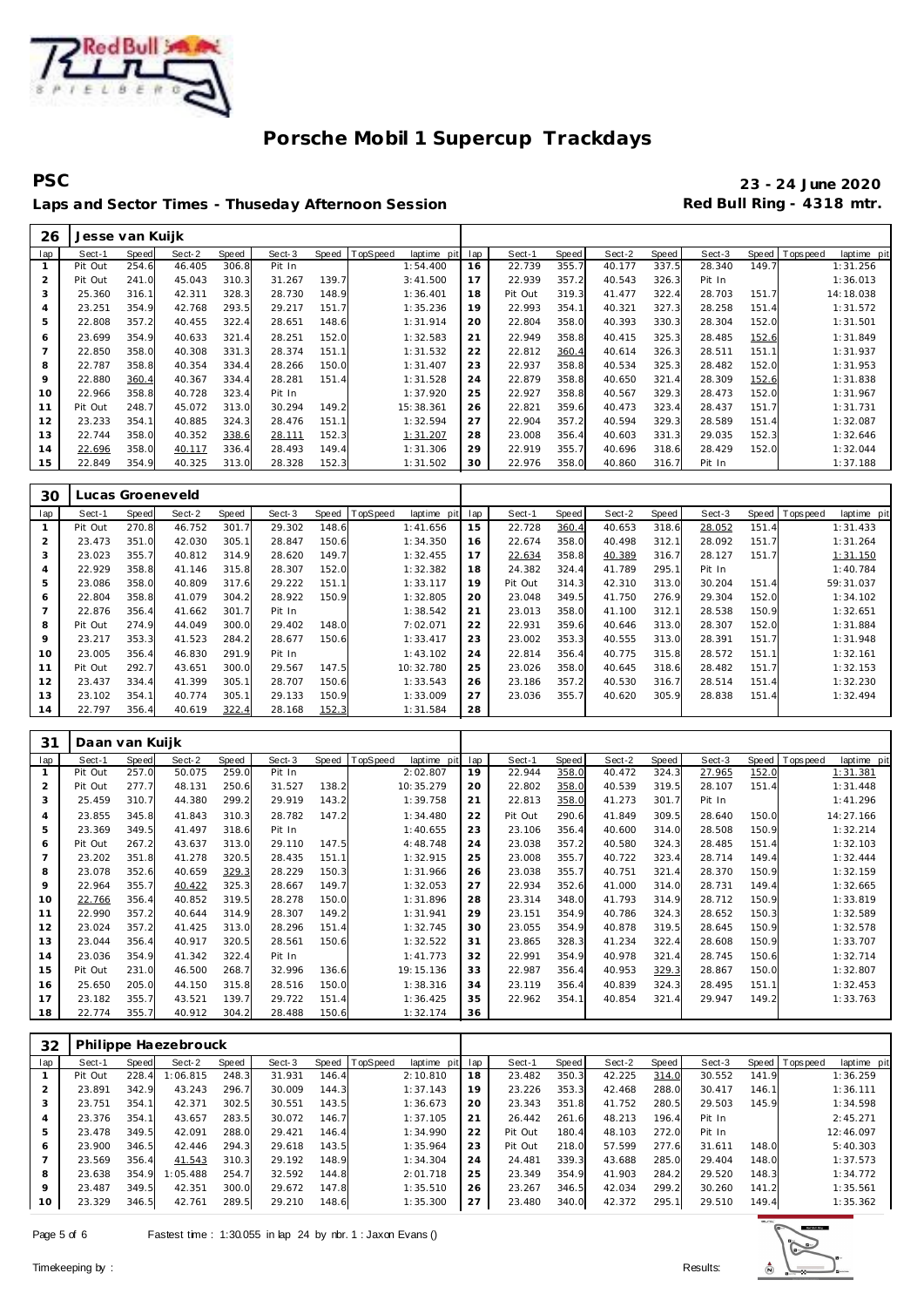# Porsche Mobil 1 Supercup Trackdays

**PSC** **23 - 24 June 2020**

**Laps and Sector Times - Thuseday Afternoon Session** **Red Bull Ring - 4318 mtr.**

| 26 | Jesse van Kuijk | | | | | | | | | | | | | | | | |
|---|---|---|---|---|---|---|---|---|---|---|---|---|---|---|---|---|---|
| lap | Sect-1 | Speed | Sect-2 | Speed | Sect-3 | Speed | TopSpeed | laptime pit | lap | Sect-1 | Speed | Sect-2 | Speed | Sect-3 | Speed | Topspeed | laptime pit |
| 1 | Pit Out | 254.6 | 46.405 | 306.8 | Pit In | | | 1:54.400 | 16 | 22.739 | 355.7 | 40.177 | 337.5 | 28.340 | 149.7 | | 1:31.256 |
| 2 | Pit Out | 241.0 | 45.043 | 310.3 | 31.267 | 139.7 | | 3:41.500 | 17 | 22.939 | 357.2 | 40.543 | 326.3 | Pit In | | | 1:36.013 |
| 3 | 25.360 | 316.1 | 42.311 | 328.3 | 28.730 | 148.9 | | 1:36.401 | 18 | Pit Out | 319.3 | 41.477 | 322.4 | 28.703 | 151.7 | | 14:18.038 |
| 4 | 23.251 | 354.9 | 42.768 | 293.5 | 29.217 | 151.7 | | 1:35.236 | 19 | 22.993 | 354.1 | 40.321 | 327.3 | 28.258 | 151.4 | | 1:31.572 |
| 5 | 22.808 | 357.2 | 40.455 | 322.4 | 28.651 | 148.6 | | 1:31.914 | 20 | 22.804 | 358.0 | 40.393 | 330.3 | 28.304 | 152.0 | | 1:31.501 |
| 6 | 23.699 | 354.9 | 40.633 | 321.4 | 28.251 | 152.0 | | 1:32.583 | 21 | 22.949 | 358.8 | 40.415 | 325.3 | 28.485 | 152.6 | | 1:31.849 |
| 7 | 22.850 | 358.0 | 40.308 | 331.3 | 28.374 | 151.1 | | 1:31.532 | 22 | 22.812 | 360.4 | 40.614 | 326.3 | 28.511 | 151.1 | | 1:31.937 |
| 8 | 22.787 | 358.8 | 40.354 | 334.4 | 28.266 | 150.0 | | 1:31.407 | 23 | 22.937 | 358.8 | 40.534 | 325.3 | 28.482 | 152.0 | | 1:31.953 |
| 9 | 22.880 | 360.4 | 40.367 | 334.4 | 28.281 | 151.4 | | 1:31.528 | 24 | 22.879 | 358.8 | 40.650 | 321.4 | 28.309 | 152.6 | | 1:31.838 |
| 10 | 22.966 | 358.8 | 40.728 | 323.4 | Pit In | | | 1:37.920 | 25 | 22.927 | 358.8 | 40.567 | 329.3 | 28.473 | 152.0 | | 1:31.967 |
| 11 | Pit Out | 248.7 | 45.072 | 313.0 | 30.294 | 149.2 | | 15:38.361 | 26 | 22.821 | 359.6 | 40.473 | 323.4 | 28.437 | 151.7 | | 1:31.731 |
| 12 | 23.233 | 354.1 | 40.885 | 324.3 | 28.476 | 151.1 | | 1:32.594 | 27 | 22.904 | 357.2 | 40.594 | 329.3 | 28.589 | 151.4 | | 1:32.087 |
| 13 | 22.744 | 358.0 | 40.352 | 338.6 | 28.111 | 152.3 | | 1:31.207 | 28 | 23.008 | 356.4 | 40.603 | 331.3 | 29.035 | 152.3 | | 1:32.646 |
| 14 | 22.696 | 358.0 | 40.117 | 336.4 | 28.493 | 149.4 | | 1:31.306 | 29 | 22.919 | 355.7 | 40.696 | 318.6 | 28.429 | 152.0 | | 1:32.044 |
| 15 | 22.849 | 354.9 | 40.325 | 313.0 | 28.328 | 152.3 | | 1:31.502 | 30 | 22.976 | 358.0 | 40.860 | 316.7 | Pit In | | | 1:37.188 |

| 30 | Lucas Groeneveld | | | | | | | | | | | | | | | | |
|---|---|---|---|---|---|---|---|---|---|---|---|---|---|---|---|---|---|
| lap | Sect-1 | Speed | Sect-2 | Speed | Sect-3 | Speed | TopSpeed | laptime pit | lap | Sect-1 | Speed | Sect-2 | Speed | Sect-3 | Speed | Topspeed | laptime pit |
| 1 | Pit Out | 270.8 | 46.752 | 301.7 | 29.302 | 148.6 | | 1:41.656 | 15 | 22.728 | 360.4 | 40.653 | 318.6 | 28.052 | 151.4 | | 1:31.433 |
| 2 | 23.473 | 351.0 | 42.030 | 305.1 | 28.847 | 150.6 | | 1:34.350 | 16 | 22.674 | 358.0 | 40.498 | 312.1 | 28.092 | 151.7 | | 1:31.264 |
| 3 | 23.023 | 355.7 | 40.812 | 314.9 | 28.620 | 149.7 | | 1:32.455 | 17 | 22.634 | 358.8 | 40.389 | 316.7 | 28.127 | 151.7 | | 1:31.150 |
| 4 | 22.929 | 358.8 | 41.146 | 315.8 | 28.307 | 152.0 | | 1:32.382 | 18 | 24.382 | 324.4 | 41.789 | 295.1 | Pit In | | | 1:40.784 |
| 5 | 23.086 | 358.0 | 40.809 | 317.6 | 29.222 | 151.1 | | 1:33.117 | 19 | Pit Out | 314.3 | 42.310 | 313.0 | 30.204 | 151.4 | | 59:31.037 |
| 6 | 22.804 | 358.8 | 41.079 | 304.2 | 28.922 | 150.9 | | 1:32.805 | 20 | 23.048 | 349.5 | 41.750 | 276.9 | 29.304 | 152.0 | | 1:34.102 |
| 7 | 22.876 | 356.4 | 41.662 | 301.7 | Pit In | | | 1:38.542 | 21 | 23.013 | 358.0 | 41.100 | 312.1 | 28.538 | 150.9 | | 1:32.651 |
| 8 | Pit Out | 274.9 | 44.049 | 300.0 | 29.402 | 148.0 | | 7:02.071 | 22 | 22.931 | 359.6 | 40.646 | 313.0 | 28.307 | 152.0 | | 1:31.884 |
| 9 | 23.217 | 353.3 | 41.523 | 284.2 | 28.677 | 150.6 | | 1:33.417 | 23 | 23.002 | 353.3 | 40.555 | 313.0 | 28.391 | 151.7 | | 1:31.948 |
| 10 | 23.005 | 356.4 | 46.830 | 291.9 | Pit In | | | 1:43.102 | 24 | 22.814 | 356.4 | 40.775 | 315.8 | 28.572 | 151.1 | | 1:32.161 |
| 11 | Pit Out | 292.7 | 43.651 | 300.0 | 29.567 | 147.5 | | 10:32.780 | 25 | 23.026 | 358.0 | 40.645 | 318.6 | 28.482 | 151.7 | | 1:32.153 |
| 12 | 23.437 | 334.4 | 41.399 | 305.1 | 28.707 | 150.6 | | 1:33.543 | 26 | 23.186 | 357.2 | 40.530 | 316.7 | 28.514 | 151.4 | | 1:32.230 |
| 13 | 23.102 | 354.1 | 40.774 | 305.1 | 29.133 | 150.9 | | 1:33.009 | 27 | 23.036 | 355.7 | 40.620 | 305.9 | 28.838 | 151.4 | | 1:32.494 |
| 14 | 22.797 | 356.4 | 40.619 | 322.4 | 28.168 | 152.3 | | 1:31.584 | 28 | | | | | | | | |

| 31 | Daan van Kuijk | | | | | | | | | | | | | | | | |
|---|---|---|---|---|---|---|---|---|---|---|---|---|---|---|---|---|---|
| lap | Sect-1 | Speed | Sect-2 | Speed | Sect-3 | Speed | TopSpeed | laptime pit | lap | Sect-1 | Speed | Sect-2 | Speed | Sect-3 | Speed | Topspeed | laptime pit |
| 1 | Pit Out | 257.0 | 50.075 | 259.0 | Pit In | | | 2:02.807 | 19 | 22.944 | 358.0 | 40.472 | 324.3 | 27.965 | 152.0 | | 1:31.381 |
| 2 | Pit Out | 277.7 | 48.131 | 250.6 | 31.527 | 138.2 | | 10:35.279 | 20 | 22.802 | 358.0 | 40.539 | 319.5 | 28.107 | 151.4 | | 1:31.448 |
| 3 | 25.459 | 310.7 | 44.380 | 299.2 | 29.919 | 143.2 | | 1:39.758 | 21 | 22.813 | 358.0 | 41.273 | 301.7 | Pit In | | | 1:41.296 |
| 4 | 23.855 | 345.8 | 41.843 | 310.3 | 28.782 | 147.2 | | 1:34.480 | 22 | Pit Out | 290.6 | 41.849 | 309.5 | 28.640 | 150.0 | | 14:27.166 |
| 5 | 23.369 | 349.5 | 41.497 | 318.6 | Pit In | | | 1:40.655 | 23 | 23.106 | 356.4 | 40.600 | 314.0 | 28.508 | 150.9 | | 1:32.214 |
| 6 | Pit Out | 267.2 | 43.637 | 313.0 | 29.110 | 147.5 | | 4:48.748 | 24 | 23.038 | 357.2 | 40.580 | 324.3 | 28.485 | 151.4 | | 1:32.103 |
| 7 | 23.202 | 351.8 | 41.278 | 320.5 | 28.435 | 151.1 | | 1:32.915 | 25 | 23.008 | 355.7 | 40.722 | 323.4 | 28.714 | 149.4 | | 1:32.444 |
| 8 | 23.078 | 352.6 | 40.659 | 329.3 | 28.229 | 150.3 | | 1:31.966 | 26 | 23.038 | 355.7 | 40.751 | 321.4 | 28.370 | 150.9 | | 1:32.159 |
| 9 | 22.964 | 355.7 | 40.422 | 325.3 | 28.667 | 149.7 | | 1:32.053 | 27 | 22.934 | 352.6 | 41.000 | 314.0 | 28.731 | 149.4 | | 1:32.665 |
| 10 | 22.766 | 356.4 | 40.852 | 319.5 | 28.278 | 150.0 | | 1:31.896 | 28 | 23.314 | 348.0 | 41.793 | 314.9 | 28.712 | 150.9 | | 1:33.819 |
| 11 | 22.990 | 357.2 | 40.644 | 314.9 | 28.307 | 149.2 | | 1:31.941 | 29 | 23.151 | 354.9 | 40.786 | 324.3 | 28.652 | 150.3 | | 1:32.589 |
| 12 | 23.024 | 357.2 | 41.425 | 313.0 | 28.296 | 151.4 | | 1:32.745 | 30 | 23.055 | 354.9 | 40.878 | 319.5 | 28.645 | 150.9 | | 1:32.578 |
| 13 | 23.044 | 356.4 | 40.917 | 320.5 | 28.561 | 150.6 | | 1:32.522 | 31 | 23.865 | 328.3 | 41.234 | 322.4 | 28.608 | 150.9 | | 1:33.707 |
| 14 | 23.036 | 354.9 | 41.342 | 322.4 | Pit In | | | 1:41.773 | 32 | 22.991 | 354.9 | 40.978 | 321.4 | 28.745 | 150.6 | | 1:32.714 |
| 15 | Pit Out | 231.0 | 46.500 | 268.7 | 32.996 | 136.6 | | 19:15.136 | 33 | 22.987 | 356.4 | 40.953 | 329.3 | 28.867 | 150.0 | | 1:32.807 |
| 16 | 25.650 | 205.0 | 44.150 | 315.8 | 28.516 | 150.0 | | 1:38.316 | 34 | 23.119 | 356.4 | 40.839 | 324.3 | 28.495 | 151.1 | | 1:32.453 |
| 17 | 23.182 | 355.7 | 43.521 | 139.7 | 29.722 | 151.4 | | 1:36.425 | 35 | 22.962 | 354.1 | 40.854 | 321.4 | 29.947 | 149.2 | | 1:33.763 |
| 18 | 22.774 | 355.7 | 40.912 | 304.2 | 28.488 | 150.6 | | 1:32.174 | 36 | | | | | | | | |

| 32 | Philippe Haezebrouck | | | | | | | | | | | | | | | | |
|---|---|---|---|---|---|---|---|---|---|---|---|---|---|---|---|---|---|
| lap | Sect-1 | Speed | Sect-2 | Speed | Sect-3 | Speed | TopSpeed | laptime pit | lap | Sect-1 | Speed | Sect-2 | Speed | Sect-3 | Speed | Topspeed | laptime pit |
| 1 | Pit Out | 228.4 | 1:06.815 | 248.3 | 31.931 | 146.4 | | 2:10.810 | 18 | 23.482 | 350.3 | 42.225 | 314.0 | 30.552 | 141.9 | | 1:36.259 |
| 2 | 23.891 | 342.9 | 43.243 | 296.7 | 30.009 | 144.3 | | 1:37.143 | 19 | 23.226 | 353.3 | 42.468 | 288.0 | 30.417 | 146.1 | | 1:36.111 |
| 3 | 23.751 | 354.1 | 42.371 | 302.5 | 30.551 | 143.5 | | 1:36.673 | 20 | 23.343 | 351.8 | 41.752 | 280.5 | 29.503 | 145.9 | | 1:34.598 |
| 4 | 23.376 | 354.1 | 43.657 | 283.5 | 30.072 | 146.7 | | 1:37.105 | 21 | 26.442 | 261.6 | 48.213 | 196.4 | Pit In | | | 2:45.271 |
| 5 | 23.478 | 349.5 | 42.091 | 288.0 | 29.421 | 146.4 | | 1:34.990 | 22 | Pit Out | 180.4 | 48.103 | 272.0 | Pit In | | | 12:46.097 |
| 6 | 23.900 | 346.5 | 42.446 | 294.3 | 29.618 | 143.5 | | 1:35.964 | 23 | Pit Out | 218.0 | 57.599 | 277.6 | 31.611 | 148.0 | | 5:40.303 |
| 7 | 23.569 | 356.4 | 41.543 | 310.3 | 29.192 | 148.9 | | 1:34.304 | 24 | 24.481 | 339.3 | 43.688 | 285.0 | 29.404 | 148.0 | | 1:37.573 |
| 8 | 23.638 | 354.9 | 1:05.488 | 254.7 | 32.592 | 144.8 | | 2:01.718 | 25 | 23.349 | 354.9 | 41.903 | 284.2 | 29.520 | 148.3 | | 1:34.772 |
| 9 | 23.487 | 349.5 | 42.351 | 300.0 | 29.672 | 147.8 | | 1:35.510 | 26 | 23.267 | 346.5 | 42.034 | 299.2 | 30.260 | 141.2 | | 1:35.561 |
| 10 | 23.329 | 346.5 | 42.761 | 289.5 | 29.210 | 148.6 | | 1:35.300 | 27 | 23.480 | 340.0 | 42.372 | 295.1 | 29.510 | 149.4 | | 1:35.362 |

Fastest time : 1:30.055 in lap 24 by nbr. 1 : Jaxon Evans ()

Timekeeping by : Results: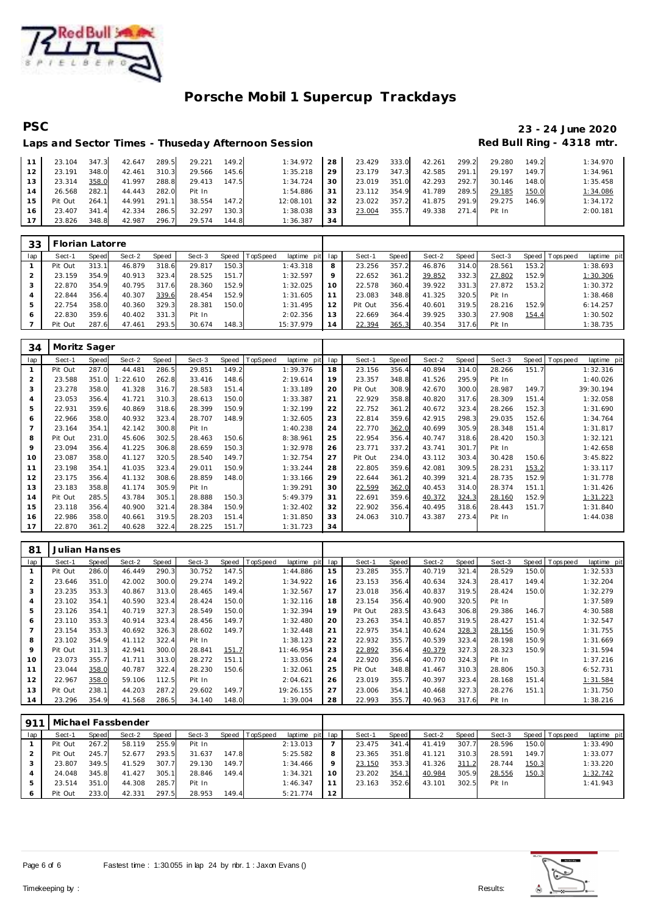# Porsche Mobil 1 Supercup Trackdays

**PSC** — **23 - 24 June 2020**

**Laps and Sector Times - Thuseday Afternoon Session** — **Red Bull Ring - 4318 mtr.**

| lap | Sect-1 | Speed | Sect-2 | Speed | Sect-3 | Speed | TopSpeed | laptime pit | lap | Sect-1 | Speed | Sect-2 | Speed | Sect-3 | Speed | Topspeed | laptime pit |
|---|---|---|---|---|---|---|---|---|---|---|---|---|---|---|---|---|---|
| 11 | 23.104 | 347.3 | 42.647 | 289.5 | 29.221 | 149.2 | | 1:34.972 | 28 | 23.429 | 333.0 | 42.261 | 299.2 | 29.280 | 149.2 | | 1:34.970 |
| 12 | 23.191 | 348.0 | 42.461 | 310.3 | 29.566 | 145.6 | | 1:35.218 | 29 | 23.179 | 347.3 | 42.585 | 291.1 | 29.197 | 149.7 | | 1:34.961 |
| 13 | 23.314 | 358.0 | 41.997 | 288.8 | 29.413 | 147.5 | | 1:34.724 | 30 | 23.019 | 351.0 | 42.293 | 292.7 | 30.146 | 148.0 | | 1:35.458 |
| 14 | 26.568 | 282.1 | 44.443 | 282.0 | Pit In | | | 1:54.886 | 31 | 23.112 | 354.9 | 41.789 | 289.5 | 29.185 | 150.0 | | 1:34.086 |
| 15 | Pit Out | 264.1 | 44.991 | 291.1 | 38.554 | 147.2 | | 12:08.101 | 32 | 23.022 | 357.2 | 41.875 | 291.9 | 29.275 | 146.9 | | 1:34.172 |
| 16 | 23.407 | 341.4 | 42.334 | 286.5 | 32.297 | 130.3 | | 1:38.038 | 33 | 23.004 | 355.7 | 49.338 | 271.4 | Pit In | | | 2:00.181 |
| 17 | 23.826 | 348.8 | 42.987 | 296.7 | 29.574 | 144.8 | | 1:36.387 | 34 | | | | | | | | |

## 33 Florian Latorre

| lap | Sect-1 | Speed | Sect-2 | Speed | Sect-3 | Speed | TopSpeed | laptime pit | lap | Sect-1 | Speed | Sect-2 | Speed | Sect-3 | Speed | Topspeed | laptime pit |
|---|---|---|---|---|---|---|---|---|---|---|---|---|---|---|---|---|---|
| 1 | Pit Out | 313.1 | 46.879 | 318.6 | 29.817 | 150.3 | | 1:43.318 | 8 | 23.256 | 357.2 | 46.876 | 314.0 | 28.561 | 153.2 | | 1:38.693 |
| 2 | 23.159 | 354.9 | 40.913 | 323.4 | 28.525 | 151.7 | | 1:32.597 | 9 | 22.652 | 361.2 | 39.852 | 332.3 | 27.802 | 152.9 | | 1:30.306 |
| 3 | 22.870 | 354.9 | 40.795 | 317.6 | 28.360 | 152.9 | | 1:32.025 | 10 | 22.578 | 360.4 | 39.922 | 331.3 | 27.872 | 153.2 | | 1:30.372 |
| 4 | 22.844 | 356.4 | 40.307 | 339.6 | 28.454 | 152.9 | | 1:31.605 | 11 | 23.083 | 348.8 | 41.325 | 320.5 | Pit In | | | 1:38.468 |
| 5 | 22.754 | 358.0 | 40.360 | 329.3 | 28.381 | 150.0 | | 1:31.495 | 12 | Pit Out | 356.4 | 40.601 | 319.5 | 28.216 | 152.9 | | 6:14.257 |
| 6 | 22.830 | 359.6 | 40.402 | 331.3 | Pit In | | | 2:02.356 | 13 | 22.669 | 364.4 | 39.925 | 330.3 | 27.908 | 154.4 | | 1:30.502 |
| 7 | Pit Out | 287.6 | 47.461 | 293.5 | 30.674 | 148.3 | | 15:37.979 | 14 | 22.394 | 365.3 | 40.354 | 317.6 | Pit In | | | 1:38.735 |

## 34 Moritz Sager

| lap | Sect-1 | Speed | Sect-2 | Speed | Sect-3 | Speed | TopSpeed | laptime pit | lap | Sect-1 | Speed | Sect-2 | Speed | Sect-3 | Speed | Topspeed | laptime pit |
|---|---|---|---|---|---|---|---|---|---|---|---|---|---|---|---|---|---|
| 1 | Pit Out | 287.0 | 44.481 | 286.5 | 29.851 | 149.2 | | 1:39.376 | 18 | 23.156 | 356.4 | 40.894 | 314.0 | 28.266 | 151.7 | | 1:32.316 |
| 2 | 23.588 | 351.0 | 1:22.610 | 262.8 | 33.416 | 148.6 | | 2:19.614 | 19 | 23.357 | 348.8 | 41.526 | 295.9 | Pit In | | | 1:40.026 |
| 3 | 23.278 | 358.0 | 41.328 | 316.7 | 28.583 | 151.4 | | 1:33.189 | 20 | Pit Out | 308.9 | 42.670 | 300.0 | 28.987 | 149.7 | | 39:30.194 |
| 4 | 23.053 | 356.4 | 41.721 | 310.3 | 28.613 | 150.0 | | 1:33.387 | 21 | 22.929 | 358.8 | 40.820 | 317.6 | 28.309 | 151.4 | | 1:32.058 |
| 5 | 22.931 | 359.6 | 40.869 | 318.6 | 28.399 | 150.9 | | 1:32.199 | 22 | 22.752 | 361.2 | 40.672 | 323.4 | 28.266 | 152.3 | | 1:31.690 |
| 6 | 22.966 | 358.0 | 40.932 | 323.4 | 28.707 | 148.9 | | 1:32.605 | 23 | 22.814 | 359.6 | 42.915 | 298.3 | 29.035 | 152.6 | | 1:34.764 |
| 7 | 23.164 | 354.1 | 42.142 | 300.8 | Pit In | | | 1:40.238 | 24 | 22.770 | 362.0 | 40.699 | 305.9 | 28.348 | 151.4 | | 1:31.817 |
| 8 | Pit Out | 231.0 | 45.606 | 302.5 | 28.463 | 150.6 | | 8:38.961 | 25 | 22.954 | 356.4 | 40.747 | 318.6 | 28.420 | 150.3 | | 1:32.121 |
| 9 | 23.094 | 356.4 | 41.225 | 306.8 | 28.659 | 150.3 | | 1:32.978 | 26 | 23.771 | 337.2 | 43.741 | 301.7 | Pit In | | | 1:42.658 |
| 10 | 23.087 | 358.0 | 41.127 | 320.5 | 28.540 | 149.7 | | 1:32.754 | 27 | Pit Out | 234.0 | 43.112 | 303.4 | 30.428 | 150.6 | | 3:45.822 |
| 11 | 23.198 | 354.1 | 41.035 | 323.4 | 29.011 | 150.9 | | 1:33.244 | 28 | 22.805 | 359.6 | 42.081 | 309.5 | 28.231 | 153.2 | | 1:33.117 |
| 12 | 23.175 | 356.4 | 41.132 | 308.6 | 28.859 | 148.0 | | 1:33.166 | 29 | 22.644 | 361.2 | 40.399 | 321.4 | 28.735 | 152.9 | | 1:31.778 |
| 13 | 23.183 | 358.8 | 41.174 | 305.9 | Pit In | | | 1:39.291 | 30 | 22.599 | 362.0 | 40.453 | 314.0 | 28.374 | 151.1 | | 1:31.426 |
| 14 | Pit Out | 285.5 | 43.784 | 305.1 | 28.888 | 150.3 | | 5:49.379 | 31 | 22.691 | 359.6 | 40.372 | 324.3 | 28.160 | 152.9 | | 1:31.223 |
| 15 | 23.118 | 356.4 | 40.900 | 321.4 | 28.384 | 150.9 | | 1:32.402 | 32 | 22.902 | 356.4 | 40.495 | 318.6 | 28.443 | 151.7 | | 1:31.840 |
| 16 | 22.986 | 358.0 | 40.661 | 319.5 | 28.203 | 151.4 | | 1:31.850 | 33 | 24.063 | 310.7 | 43.387 | 273.4 | Pit In | | | 1:44.038 |
| 17 | 22.870 | 361.2 | 40.628 | 322.4 | 28.225 | 151.7 | | 1:31.723 | 34 | | | | | | | | |

## 81 Julian Hanses

| lap | Sect-1 | Speed | Sect-2 | Speed | Sect-3 | Speed | TopSpeed | laptime pit | lap | Sect-1 | Speed | Sect-2 | Speed | Sect-3 | Speed | Topspeed | laptime pit |
|---|---|---|---|---|---|---|---|---|---|---|---|---|---|---|---|---|---|
| 1 | Pit Out | 286.0 | 46.449 | 290.3 | 30.752 | 147.5 | | 1:44.886 | 15 | 23.285 | 355.7 | 40.719 | 321.4 | 28.529 | 150.0 | | 1:32.533 |
| 2 | 23.646 | 351.0 | 42.002 | 300.0 | 29.274 | 149.2 | | 1:34.922 | 16 | 23.153 | 356.4 | 40.634 | 324.3 | 28.417 | 149.4 | | 1:32.204 |
| 3 | 23.235 | 353.3 | 40.867 | 313.0 | 28.465 | 149.4 | | 1:32.567 | 17 | 23.018 | 356.4 | 40.837 | 319.5 | 28.424 | 150.0 | | 1:32.279 |
| 4 | 23.102 | 354.1 | 40.590 | 323.4 | 28.424 | 150.0 | | 1:32.116 | 18 | 23.154 | 356.4 | 40.900 | 320.5 | Pit In | | | 1:37.589 |
| 5 | 23.126 | 354.1 | 40.719 | 327.3 | 28.549 | 150.0 | | 1:32.394 | 19 | Pit Out | 283.5 | 43.643 | 306.8 | 29.386 | 146.7 | | 4:30.588 |
| 6 | 23.110 | 353.3 | 40.914 | 323.4 | 28.456 | 149.7 | | 1:32.480 | 20 | 23.263 | 354.1 | 40.857 | 319.5 | 28.427 | 151.4 | | 1:32.547 |
| 7 | 23.154 | 353.3 | 40.692 | 326.3 | 28.602 | 149.7 | | 1:32.448 | 21 | 22.975 | 354.1 | 40.624 | 328.3 | 28.156 | 150.9 | | 1:31.755 |
| 8 | 23.102 | 354.9 | 41.112 | 322.4 | Pit In | | | 1:38.123 | 22 | 22.932 | 355.7 | 40.539 | 323.4 | 28.198 | 150.9 | | 1:31.669 |
| 9 | Pit Out | 311.3 | 42.941 | 300.0 | 28.841 | 151.7 | | 11:46.954 | 23 | 22.892 | 356.4 | 40.379 | 327.3 | 28.323 | 150.9 | | 1:31.594 |
| 10 | 23.073 | 355.7 | 41.711 | 313.0 | 28.272 | 151.1 | | 1:33.056 | 24 | 22.920 | 356.4 | 40.770 | 324.3 | Pit In | | | 1:37.216 |
| 11 | 23.044 | 358.0 | 40.787 | 322.4 | 28.230 | 150.6 | | 1:32.061 | 25 | Pit Out | 348.8 | 41.467 | 310.3 | 28.806 | 150.3 | | 6:52.731 |
| 12 | 22.967 | 358.0 | 59.106 | 112.5 | Pit In | | | 2:04.621 | 26 | 23.019 | 355.7 | 40.397 | 323.4 | 28.168 | 151.4 | | 1:31.584 |
| 13 | Pit Out | 238.1 | 44.203 | 287.2 | 29.602 | 149.7 | | 19:26.155 | 27 | 23.006 | 354.1 | 40.468 | 327.3 | 28.276 | 151.1 | | 1:31.750 |
| 14 | 23.296 | 354.9 | 41.568 | 286.5 | 34.140 | 148.0 | | 1:39.004 | 28 | 22.993 | 355.7 | 40.963 | 317.6 | Pit In | | | 1:38.216 |

## 911 Michael Fassbender

| lap | Sect-1 | Speed | Sect-2 | Speed | Sect-3 | Speed | TopSpeed | laptime pit | lap | Sect-1 | Speed | Sect-2 | Speed | Sect-3 | Speed | Topspeed | laptime pit |
|---|---|---|---|---|---|---|---|---|---|---|---|---|---|---|---|---|---|
| 1 | Pit Out | 267.2 | 58.119 | 255.9 | Pit In | | | 2:13.013 | 7 | 23.475 | 341.4 | 41.419 | 307.7 | 28.596 | 150.0 | | 1:33.490 |
| 2 | Pit Out | 245.7 | 52.677 | 293.5 | 31.637 | 147.8 | | 5:25.582 | 8 | 23.365 | 351.8 | 41.121 | 310.3 | 28.591 | 149.7 | | 1:33.077 |
| 3 | 23.807 | 349.5 | 41.529 | 307.7 | 29.130 | 149.7 | | 1:34.466 | 9 | 23.150 | 353.3 | 41.326 | 311.2 | 28.744 | 150.3 | | 1:33.220 |
| 4 | 24.048 | 345.8 | 41.427 | 305.1 | 28.846 | 149.4 | | 1:34.321 | 10 | 23.202 | 354.1 | 40.984 | 305.9 | 28.556 | 150.3 | | 1:32.742 |
| 5 | 23.514 | 351.0 | 44.308 | 285.7 | Pit In | | | 1:46.347 | 11 | 23.163 | 352.6 | 43.101 | 302.5 | Pit In | | | 1:41.943 |
| 6 | Pit Out | 233.0 | 42.331 | 297.5 | 28.953 | 149.4 | | 5:21.774 | 12 | | | | | | | | |

Fastest time : 1:30.055 in lap 24 by nbr. 1 : Jaxon Evans ()

Timekeeping by : Results: